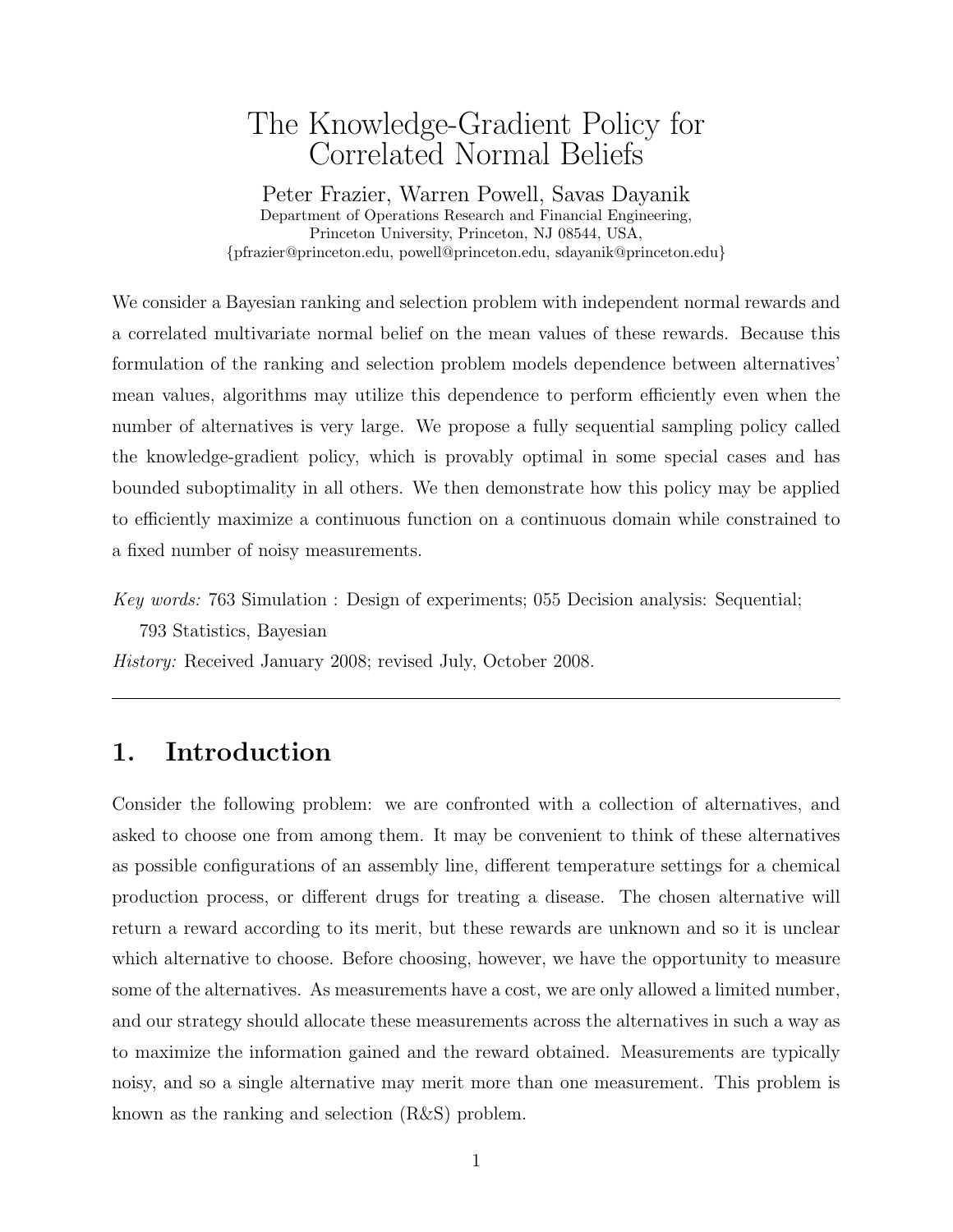# The Knowledge-Gradient Policy for Correlated Normal Beliefs

Peter Frazier, Warren Powell, Savas Dayanik

Department of Operations Research and Financial Engineering,
Princeton University, Princeton, NJ 08544, USA,
{pfrazier@princeton.edu, powell@princeton.edu, sdayanik@princeton.edu}

We consider a Bayesian ranking and selection problem with independent normal rewards and a correlated multivariate normal belief on the mean values of these rewards. Because this formulation of the ranking and selection problem models dependence between alternatives' mean values, algorithms may utilize this dependence to perform efficiently even when the number of alternatives is very large. We propose a fully sequential sampling policy called the knowledge-gradient policy, which is provably optimal in some special cases and has bounded suboptimality in all others. We then demonstrate how this policy may be applied to efficiently maximize a continuous function on a continuous domain while constrained to a fixed number of noisy measurements.

*Key words:* 763 Simulation : Design of experiments; 055 Decision analysis: Sequential; 793 Statistics, Bayesian

*History:* Received January 2008; revised July, October 2008.

---

## 1. Introduction

Consider the following problem: we are confronted with a collection of alternatives, and asked to choose one from among them. It may be convenient to think of these alternatives as possible configurations of an assembly line, different temperature settings for a chemical production process, or different drugs for treating a disease. The chosen alternative will return a reward according to its merit, but these rewards are unknown and so it is unclear which alternative to choose. Before choosing, however, we have the opportunity to measure some of the alternatives. As measurements have a cost, we are only allowed a limited number, and our strategy should allocate these measurements across the alternatives in such a way as to maximize the information gained and the reward obtained. Measurements are typically noisy, and so a single alternative may merit more than one measurement. This problem is known as the ranking and selection (R&S) problem.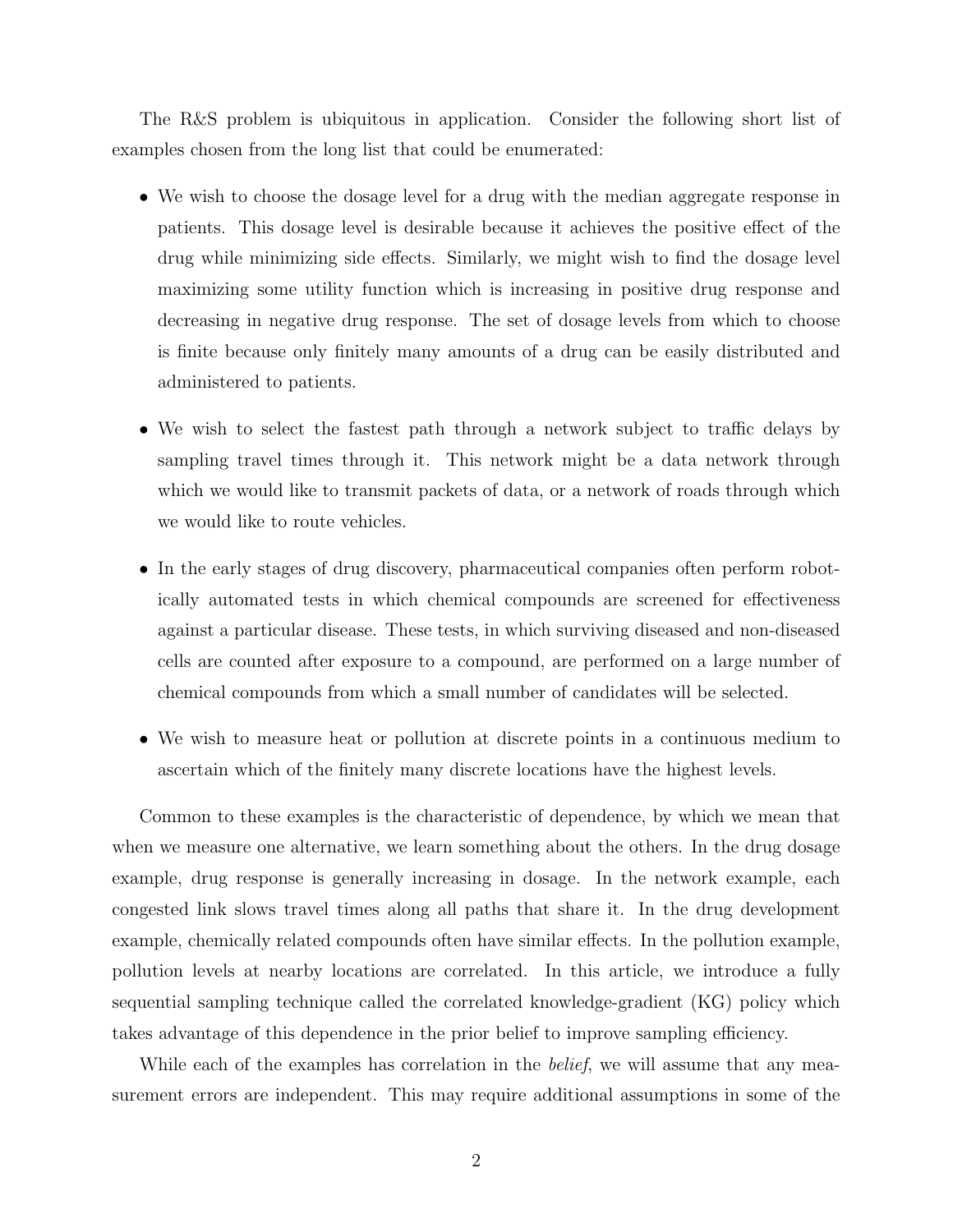The R&S problem is ubiquitous in application. Consider the following short list of examples chosen from the long list that could be enumerated:

- We wish to choose the dosage level for a drug with the median aggregate response in patients. This dosage level is desirable because it achieves the positive effect of the drug while minimizing side effects. Similarly, we might wish to find the dosage level maximizing some utility function which is increasing in positive drug response and decreasing in negative drug response. The set of dosage levels from which to choose is finite because only finitely many amounts of a drug can be easily distributed and administered to patients.

- We wish to select the fastest path through a network subject to traffic delays by sampling travel times through it. This network might be a data network through which we would like to transmit packets of data, or a network of roads through which we would like to route vehicles.

- In the early stages of drug discovery, pharmaceutical companies often perform robotically automated tests in which chemical compounds are screened for effectiveness against a particular disease. These tests, in which surviving diseased and non-diseased cells are counted after exposure to a compound, are performed on a large number of chemical compounds from which a small number of candidates will be selected.

- We wish to measure heat or pollution at discrete points in a continuous medium to ascertain which of the finitely many discrete locations have the highest levels.

Common to these examples is the characteristic of dependence, by which we mean that when we measure one alternative, we learn something about the others. In the drug dosage example, drug response is generally increasing in dosage. In the network example, each congested link slows travel times along all paths that share it. In the drug development example, chemically related compounds often have similar effects. In the pollution example, pollution levels at nearby locations are correlated. In this article, we introduce a fully sequential sampling technique called the correlated knowledge-gradient (KG) policy which takes advantage of this dependence in the prior belief to improve sampling efficiency.

While each of the examples has correlation in the *belief*, we will assume that any measurement errors are independent. This may require additional assumptions in some of the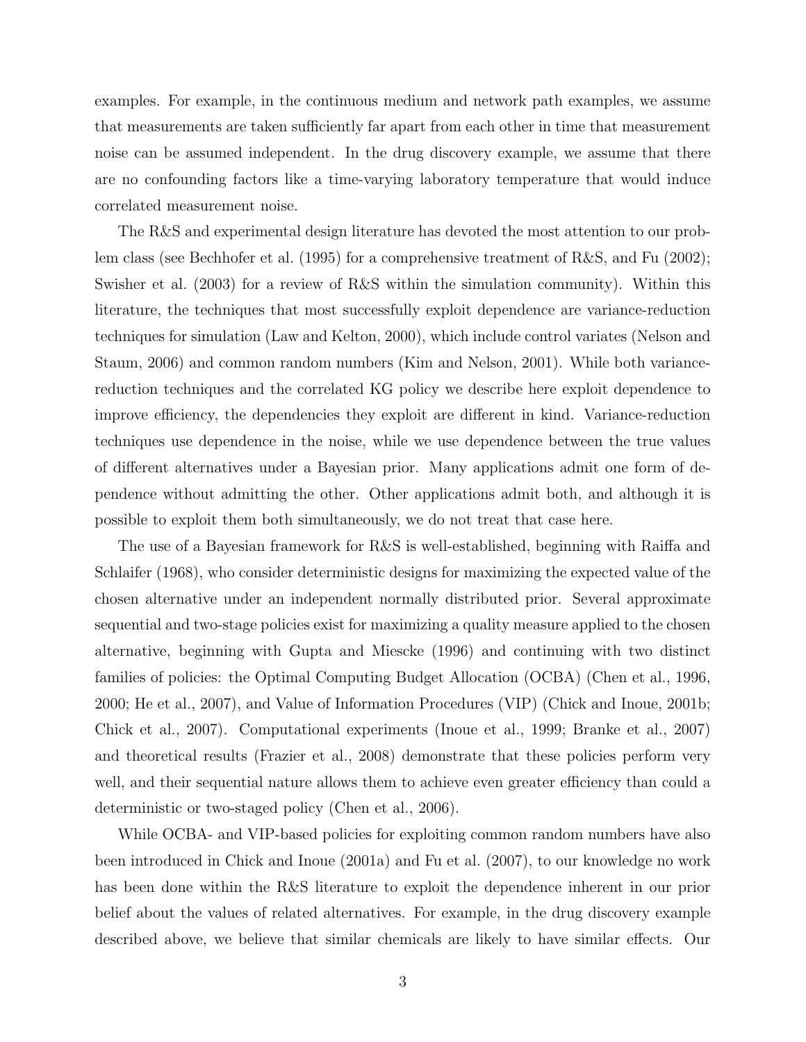examples. For example, in the continuous medium and network path examples, we assume that measurements are taken sufficiently far apart from each other in time that measurement noise can be assumed independent. In the drug discovery example, we assume that there are no confounding factors like a time-varying laboratory temperature that would induce correlated measurement noise.

The R&S and experimental design literature has devoted the most attention to our problem class (see Bechhofer et al. (1995) for a comprehensive treatment of R&S, and Fu (2002); Swisher et al. (2003) for a review of R&S within the simulation community). Within this literature, the techniques that most successfully exploit dependence are variance-reduction techniques for simulation (Law and Kelton, 2000), which include control variates (Nelson and Staum, 2006) and common random numbers (Kim and Nelson, 2001). While both variance-reduction techniques and the correlated KG policy we describe here exploit dependence to improve efficiency, the dependencies they exploit are different in kind. Variance-reduction techniques use dependence in the noise, while we use dependence between the true values of different alternatives under a Bayesian prior. Many applications admit one form of dependence without admitting the other. Other applications admit both, and although it is possible to exploit them both simultaneously, we do not treat that case here.

The use of a Bayesian framework for R&S is well-established, beginning with Raiffa and Schlaifer (1968), who consider deterministic designs for maximizing the expected value of the chosen alternative under an independent normally distributed prior. Several approximate sequential and two-stage policies exist for maximizing a quality measure applied to the chosen alternative, beginning with Gupta and Miescke (1996) and continuing with two distinct families of policies: the Optimal Computing Budget Allocation (OCBA) (Chen et al., 1996, 2000; He et al., 2007), and Value of Information Procedures (VIP) (Chick and Inoue, 2001b; Chick et al., 2007). Computational experiments (Inoue et al., 1999; Branke et al., 2007) and theoretical results (Frazier et al., 2008) demonstrate that these policies perform very well, and their sequential nature allows them to achieve even greater efficiency than could a deterministic or two-staged policy (Chen et al., 2006).

While OCBA- and VIP-based policies for exploiting common random numbers have also been introduced in Chick and Inoue (2001a) and Fu et al. (2007), to our knowledge no work has been done within the R&S literature to exploit the dependence inherent in our prior belief about the values of related alternatives. For example, in the drug discovery example described above, we believe that similar chemicals are likely to have similar effects. Our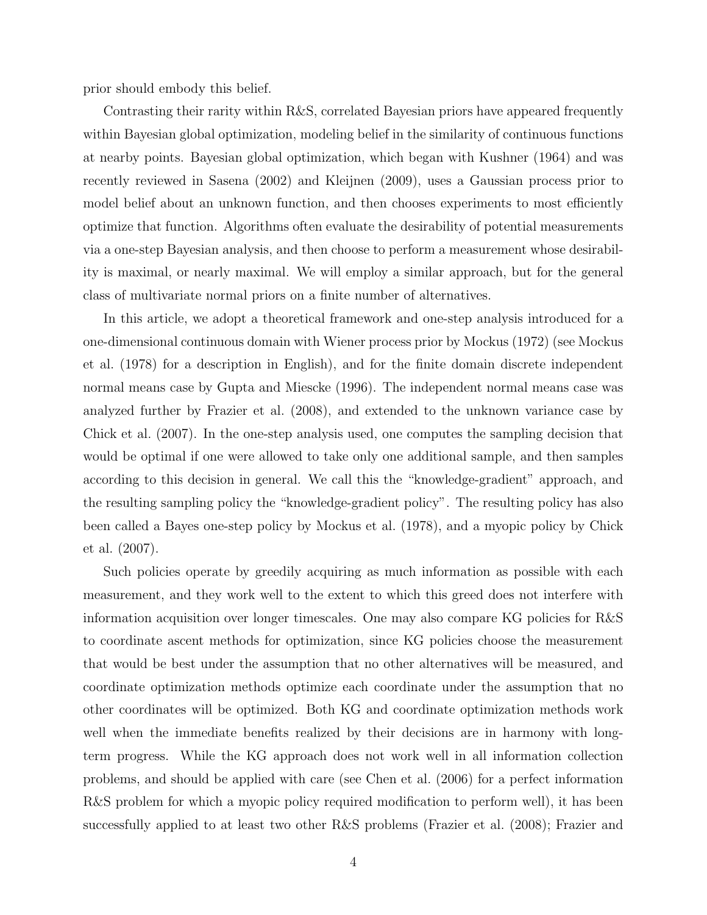prior should embody this belief.

Contrasting their rarity within R&S, correlated Bayesian priors have appeared frequently within Bayesian global optimization, modeling belief in the similarity of continuous functions at nearby points. Bayesian global optimization, which began with Kushner (1964) and was recently reviewed in Sasena (2002) and Kleijnen (2009), uses a Gaussian process prior to model belief about an unknown function, and then chooses experiments to most efficiently optimize that function. Algorithms often evaluate the desirability of potential measurements via a one-step Bayesian analysis, and then choose to perform a measurement whose desirability is maximal, or nearly maximal. We will employ a similar approach, but for the general class of multivariate normal priors on a finite number of alternatives.

In this article, we adopt a theoretical framework and one-step analysis introduced for a one-dimensional continuous domain with Wiener process prior by Mockus (1972) (see Mockus et al. (1978) for a description in English), and for the finite domain discrete independent normal means case by Gupta and Miescke (1996). The independent normal means case was analyzed further by Frazier et al. (2008), and extended to the unknown variance case by Chick et al. (2007). In the one-step analysis used, one computes the sampling decision that would be optimal if one were allowed to take only one additional sample, and then samples according to this decision in general. We call this the "knowledge-gradient" approach, and the resulting sampling policy the "knowledge-gradient policy". The resulting policy has also been called a Bayes one-step policy by Mockus et al. (1978), and a myopic policy by Chick et al. (2007).

Such policies operate by greedily acquiring as much information as possible with each measurement, and they work well to the extent to which this greed does not interfere with information acquisition over longer timescales. One may also compare KG policies for R&S to coordinate ascent methods for optimization, since KG policies choose the measurement that would be best under the assumption that no other alternatives will be measured, and coordinate optimization methods optimize each coordinate under the assumption that no other coordinates will be optimized. Both KG and coordinate optimization methods work well when the immediate benefits realized by their decisions are in harmony with long-term progress. While the KG approach does not work well in all information collection problems, and should be applied with care (see Chen et al. (2006) for a perfect information R&S problem for which a myopic policy required modification to perform well), it has been successfully applied to at least two other R&S problems (Frazier et al. (2008); Frazier and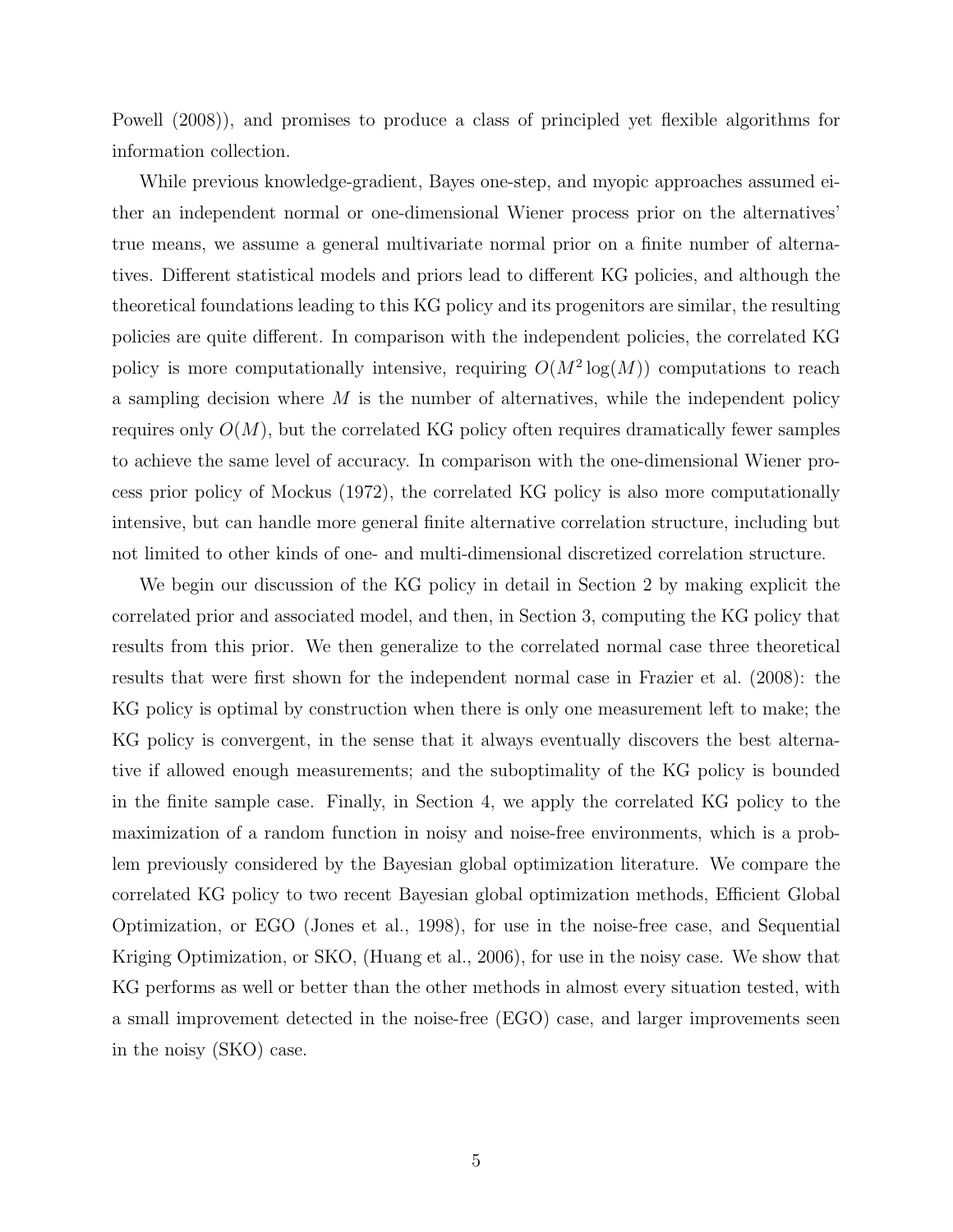Powell (2008)), and promises to produce a class of principled yet flexible algorithms for information collection.

While previous knowledge-gradient, Bayes one-step, and myopic approaches assumed either an independent normal or one-dimensional Wiener process prior on the alternatives' true means, we assume a general multivariate normal prior on a finite number of alternatives. Different statistical models and priors lead to different KG policies, and although the theoretical foundations leading to this KG policy and its progenitors are similar, the resulting policies are quite different. In comparison with the independent policies, the correlated KG policy is more computationally intensive, requiring $O(M^2 \log(M))$ computations to reach a sampling decision where $M$ is the number of alternatives, while the independent policy requires only $O(M)$, but the correlated KG policy often requires dramatically fewer samples to achieve the same level of accuracy. In comparison with the one-dimensional Wiener process prior policy of Mockus (1972), the correlated KG policy is also more computationally intensive, but can handle more general finite alternative correlation structure, including but not limited to other kinds of one- and multi-dimensional discretized correlation structure.

We begin our discussion of the KG policy in detail in Section 2 by making explicit the correlated prior and associated model, and then, in Section 3, computing the KG policy that results from this prior. We then generalize to the correlated normal case three theoretical results that were first shown for the independent normal case in Frazier et al. (2008): the KG policy is optimal by construction when there is only one measurement left to make; the KG policy is convergent, in the sense that it always eventually discovers the best alternative if allowed enough measurements; and the suboptimality of the KG policy is bounded in the finite sample case. Finally, in Section 4, we apply the correlated KG policy to the maximization of a random function in noisy and noise-free environments, which is a problem previously considered by the Bayesian global optimization literature. We compare the correlated KG policy to two recent Bayesian global optimization methods, Efficient Global Optimization, or EGO (Jones et al., 1998), for use in the noise-free case, and Sequential Kriging Optimization, or SKO, (Huang et al., 2006), for use in the noisy case. We show that KG performs as well or better than the other methods in almost every situation tested, with a small improvement detected in the noise-free (EGO) case, and larger improvements seen in the noisy (SKO) case.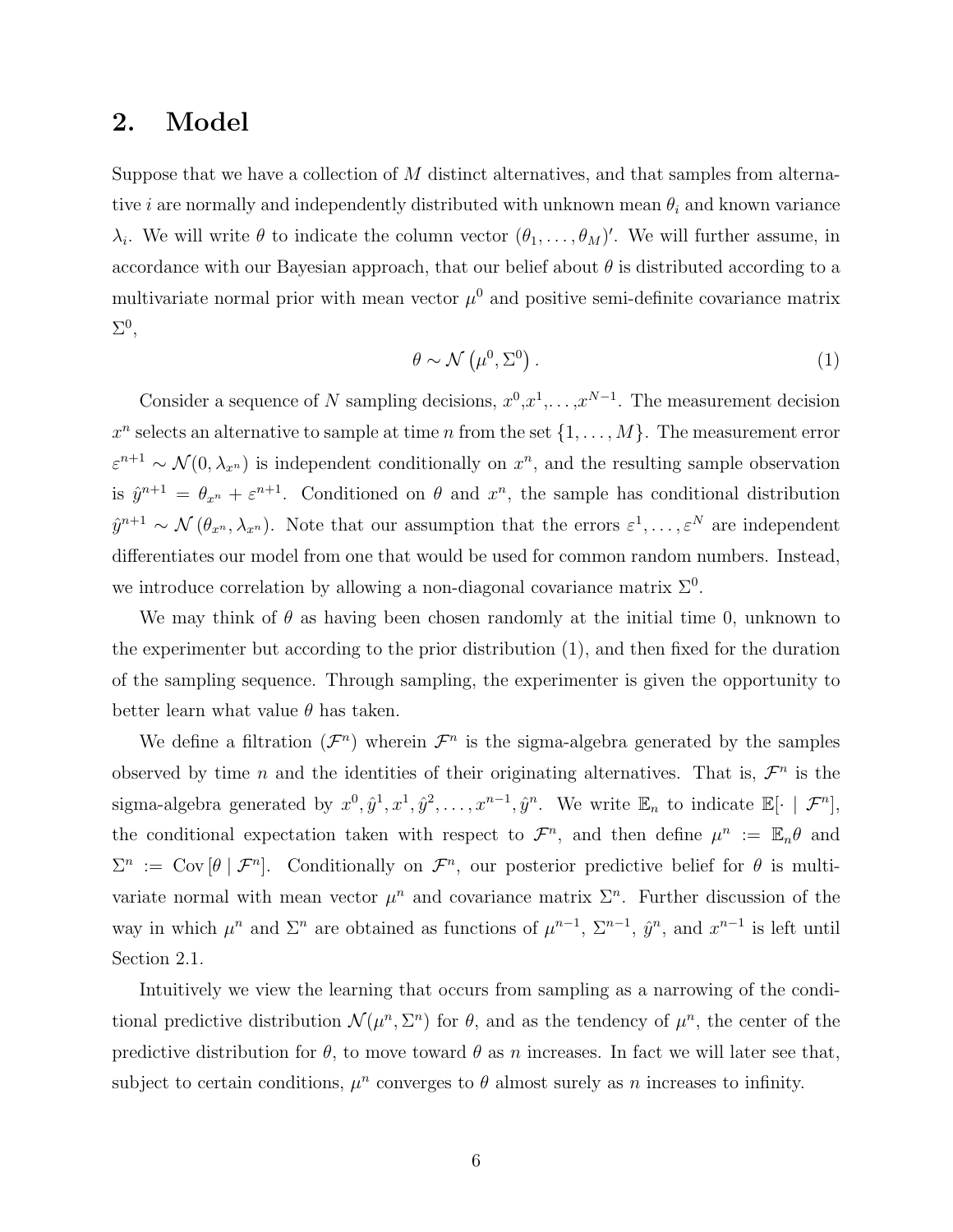## 2. Model

Suppose that we have a collection of $M$ distinct alternatives, and that samples from alternative $i$ are normally and independently distributed with unknown mean $\theta_i$ and known variance $\lambda_i$. We will write $\theta$ to indicate the column vector $(\theta_1, \ldots, \theta_M)'$. We will further assume, in accordance with our Bayesian approach, that our belief about $\theta$ is distributed according to a multivariate normal prior with mean vector $\mu^0$ and positive semi-definite covariance matrix $\Sigma^0$,

$$\theta \sim \mathcal{N}\left(\mu^0, \Sigma^0\right). \tag{1}$$

Consider a sequence of $N$ sampling decisions, $x^0, x^1, \ldots, x^{N-1}$. The measurement decision $x^n$ selects an alternative to sample at time $n$ from the set $\{1, \ldots, M\}$. The measurement error $\varepsilon^{n+1} \sim \mathcal{N}(0, \lambda_{x^n})$ is independent conditionally on $x^n$, and the resulting sample observation is $\hat{y}^{n+1} = \theta_{x^n} + \varepsilon^{n+1}$. Conditioned on $\theta$ and $x^n$, the sample has conditional distribution $\hat{y}^{n+1} \sim \mathcal{N}(\theta_{x^n}, \lambda_{x^n})$. Note that our assumption that the errors $\varepsilon^1, \ldots, \varepsilon^N$ are independent differentiates our model from one that would be used for common random numbers. Instead, we introduce correlation by allowing a non-diagonal covariance matrix $\Sigma^0$.

We may think of $\theta$ as having been chosen randomly at the initial time 0, unknown to the experimenter but according to the prior distribution (1), and then fixed for the duration of the sampling sequence. Through sampling, the experimenter is given the opportunity to better learn what value $\theta$ has taken.

We define a filtration $(\mathcal{F}^n)$ wherein $\mathcal{F}^n$ is the sigma-algebra generated by the samples observed by time $n$ and the identities of their originating alternatives. That is, $\mathcal{F}^n$ is the sigma-algebra generated by $x^0, \hat{y}^1, x^1, \hat{y}^2, \ldots, x^{n-1}, \hat{y}^n$. We write $\mathbb{E}_n$ to indicate $\mathbb{E}[\cdot \mid \mathcal{F}^n]$, the conditional expectation taken with respect to $\mathcal{F}^n$, and then define $\mu^n := \mathbb{E}_n\theta$ and $\Sigma^n := \mathrm{Cov}\left[\theta \mid \mathcal{F}^n\right]$. Conditionally on $\mathcal{F}^n$, our posterior predictive belief for $\theta$ is multivariate normal with mean vector $\mu^n$ and covariance matrix $\Sigma^n$. Further discussion of the way in which $\mu^n$ and $\Sigma^n$ are obtained as functions of $\mu^{n-1}$, $\Sigma^{n-1}$, $\hat{y}^n$, and $x^{n-1}$ is left until Section 2.1.

Intuitively we view the learning that occurs from sampling as a narrowing of the conditional predictive distribution $\mathcal{N}(\mu^n, \Sigma^n)$ for $\theta$, and as the tendency of $\mu^n$, the center of the predictive distribution for $\theta$, to move toward $\theta$ as $n$ increases. In fact we will later see that, subject to certain conditions, $\mu^n$ converges to $\theta$ almost surely as $n$ increases to infinity.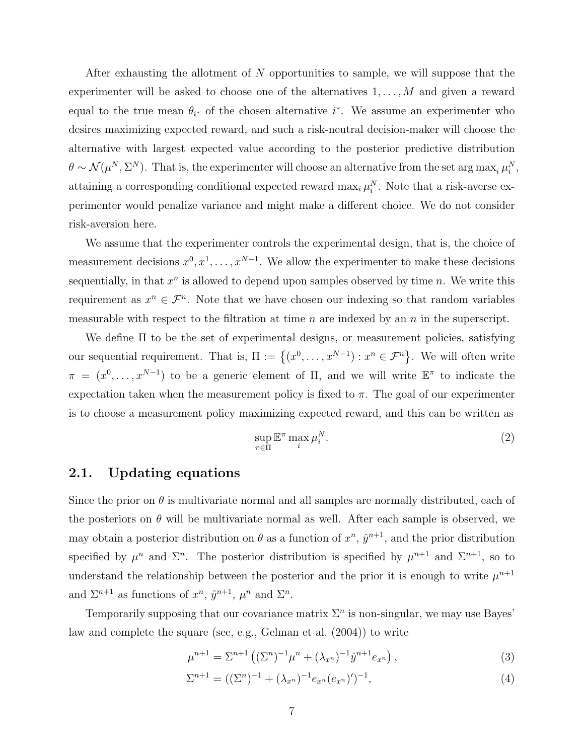After exhausting the allotment of $N$ opportunities to sample, we will suppose that the experimenter will be asked to choose one of the alternatives $1, \ldots, M$ and given a reward equal to the true mean $\theta_{i^*}$ of the chosen alternative $i^*$. We assume an experimenter who desires maximizing expected reward, and such a risk-neutral decision-maker will choose the alternative with largest expected value according to the posterior predictive distribution $\theta \sim \mathcal{N}(\mu^N, \Sigma^N)$. That is, the experimenter will choose an alternative from the set $\arg\max_i \mu_i^N$, attaining a corresponding conditional expected reward $\max_i \mu_i^N$. Note that a risk-averse experimenter would penalize variance and might make a different choice. We do not consider risk-aversion here.

We assume that the experimenter controls the experimental design, that is, the choice of measurement decisions $x^0, x^1, \ldots, x^{N-1}$. We allow the experimenter to make these decisions sequentially, in that $x^n$ is allowed to depend upon samples observed by time $n$. We write this requirement as $x^n \in \mathcal{F}^n$. Note that we have chosen our indexing so that random variables measurable with respect to the filtration at time $n$ are indexed by an $n$ in the superscript.

We define $\Pi$ to be the set of experimental designs, or measurement policies, satisfying our sequential requirement. That is, $\Pi := \{(x^0, \ldots, x^{N-1}) : x^n \in \mathcal{F}^n\}$. We will often write $\pi = (x^0, \ldots, x^{N-1})$ to be a generic element of $\Pi$, and we will write $\mathbb{E}^\pi$ to indicate the expectation taken when the measurement policy is fixed to $\pi$. The goal of our experimenter is to choose a measurement policy maximizing expected reward, and this can be written as

$$\sup_{\pi \in \Pi} \mathbb{E}^\pi \max_i \mu_i^N. \tag{2}$$

## 2.1. Updating equations

Since the prior on $\theta$ is multivariate normal and all samples are normally distributed, each of the posteriors on $\theta$ will be multivariate normal as well. After each sample is observed, we may obtain a posterior distribution on $\theta$ as a function of $x^n$, $\hat{y}^{n+1}$, and the prior distribution specified by $\mu^n$ and $\Sigma^n$. The posterior distribution is specified by $\mu^{n+1}$ and $\Sigma^{n+1}$, so to understand the relationship between the posterior and the prior it is enough to write $\mu^{n+1}$ and $\Sigma^{n+1}$ as functions of $x^n$, $\hat{y}^{n+1}$, $\mu^n$ and $\Sigma^n$.

Temporarily supposing that our covariance matrix $\Sigma^n$ is non-singular, we may use Bayes' law and complete the square (see, e.g., Gelman et al. (2004)) to write

$$\mu^{n+1} = \Sigma^{n+1}\left((\Sigma^n)^{-1}\mu^n + (\lambda_{x^n})^{-1}\hat{y}^{n+1}e_{x^n}\right), \tag{3}$$

$$\Sigma^{n+1} = ((\Sigma^n)^{-1} + (\lambda_{x^n})^{-1}e_{x^n}(e_{x^n})')^{-1}, \tag{4}$$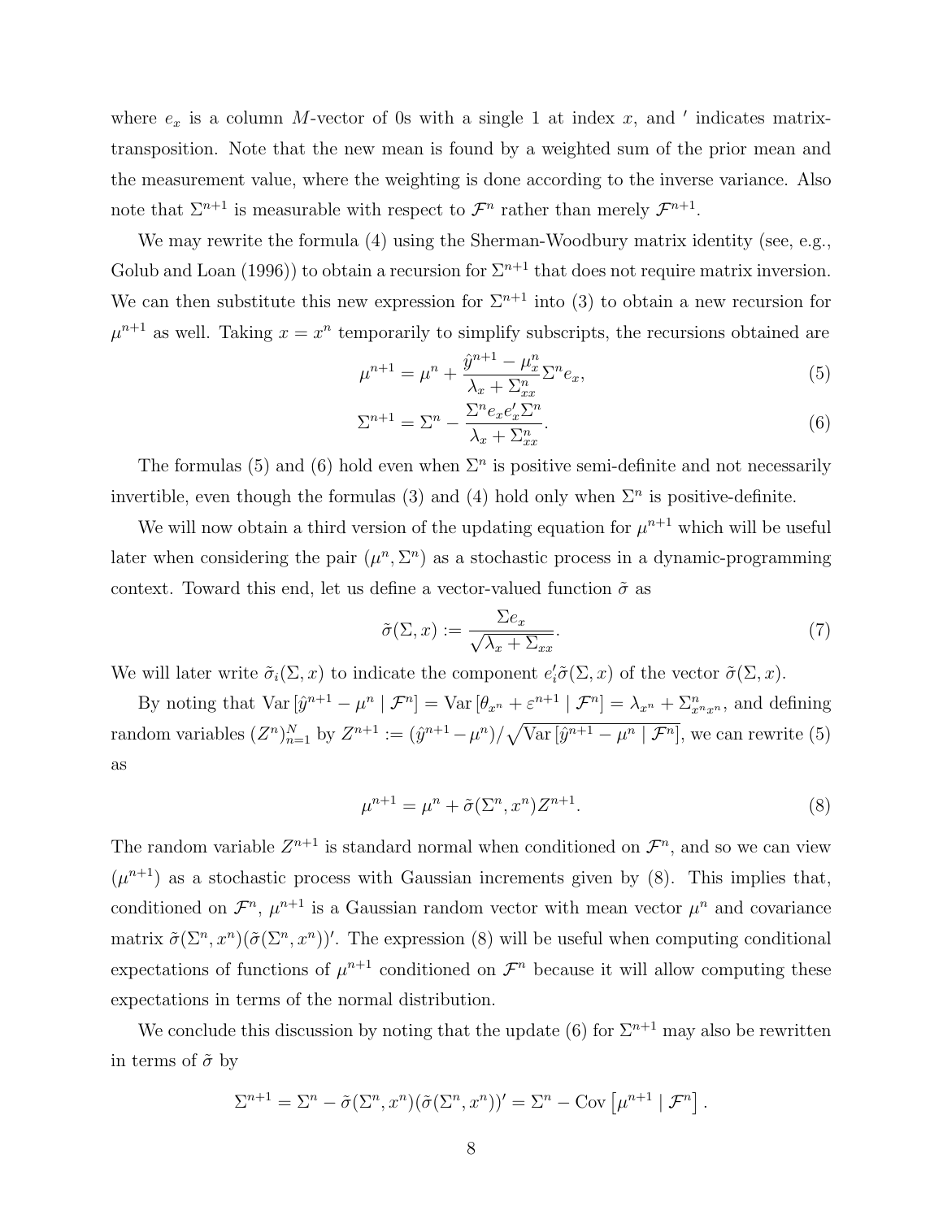where $e_x$ is a column $M$-vector of 0s with a single 1 at index $x$, and $'$ indicates matrix-transposition. Note that the new mean is found by a weighted sum of the prior mean and the measurement value, where the weighting is done according to the inverse variance. Also note that $\Sigma^{n+1}$ is measurable with respect to $\mathcal{F}^n$ rather than merely $\mathcal{F}^{n+1}$.

We may rewrite the formula (4) using the Sherman-Woodbury matrix identity (see, e.g., Golub and Loan (1996)) to obtain a recursion for $\Sigma^{n+1}$ that does not require matrix inversion. We can then substitute this new expression for $\Sigma^{n+1}$ into (3) to obtain a new recursion for $\mu^{n+1}$ as well. Taking $x = x^n$ temporarily to simplify subscripts, the recursions obtained are

$$\mu^{n+1} = \mu^n + \frac{\hat{y}^{n+1} - \mu^n_x}{\lambda_x + \Sigma^n_{xx}} \Sigma^n e_x, \tag{5}$$

$$\Sigma^{n+1} = \Sigma^n - \frac{\Sigma^n e_x e_x' \Sigma^n}{\lambda_x + \Sigma^n_{xx}}. \tag{6}$$

The formulas (5) and (6) hold even when $\Sigma^n$ is positive semi-definite and not necessarily invertible, even though the formulas (3) and (4) hold only when $\Sigma^n$ is positive-definite.

We will now obtain a third version of the updating equation for $\mu^{n+1}$ which will be useful later when considering the pair $(\mu^n, \Sigma^n)$ as a stochastic process in a dynamic-programming context. Toward this end, let us define a vector-valued function $\tilde{\sigma}$ as

$$\tilde{\sigma}(\Sigma, x) := \frac{\Sigma e_x}{\sqrt{\lambda_x + \Sigma_{xx}}}. \tag{7}$$

We will later write $\tilde{\sigma}_i(\Sigma, x)$ to indicate the component $e_i' \tilde{\sigma}(\Sigma, x)$ of the vector $\tilde{\sigma}(\Sigma, x)$.

By noting that $\text{Var}\left[\hat{y}^{n+1} - \mu^n \mid \mathcal{F}^n\right] = \text{Var}\left[\theta_{x^n} + \varepsilon^{n+1} \mid \mathcal{F}^n\right] = \lambda_{x^n} + \Sigma^n_{x^n x^n}$, and defining random variables $(Z^n)_{n=1}^N$ by $Z^{n+1} := (\hat{y}^{n+1} - \mu^n)/\sqrt{\text{Var}\left[\hat{y}^{n+1} - \mu^n \mid \mathcal{F}^n\right]}$, we can rewrite (5) as

$$\mu^{n+1} = \mu^n + \tilde{\sigma}(\Sigma^n, x^n) Z^{n+1}. \tag{8}$$

The random variable $Z^{n+1}$ is standard normal when conditioned on $\mathcal{F}^n$, and so we can view $(\mu^{n+1})$ as a stochastic process with Gaussian increments given by (8). This implies that, conditioned on $\mathcal{F}^n$, $\mu^{n+1}$ is a Gaussian random vector with mean vector $\mu^n$ and covariance matrix $\tilde{\sigma}(\Sigma^n, x^n)(\tilde{\sigma}(\Sigma^n, x^n))'$. The expression (8) will be useful when computing conditional expectations of functions of $\mu^{n+1}$ conditioned on $\mathcal{F}^n$ because it will allow computing these expectations in terms of the normal distribution.

We conclude this discussion by noting that the update (6) for $\Sigma^{n+1}$ may also be rewritten in terms of $\tilde{\sigma}$ by

$$\Sigma^{n+1} = \Sigma^n - \tilde{\sigma}(\Sigma^n, x^n)(\tilde{\sigma}(\Sigma^n, x^n))' = \Sigma^n - \text{Cov}\left[\mu^{n+1} \mid \mathcal{F}^n\right].$$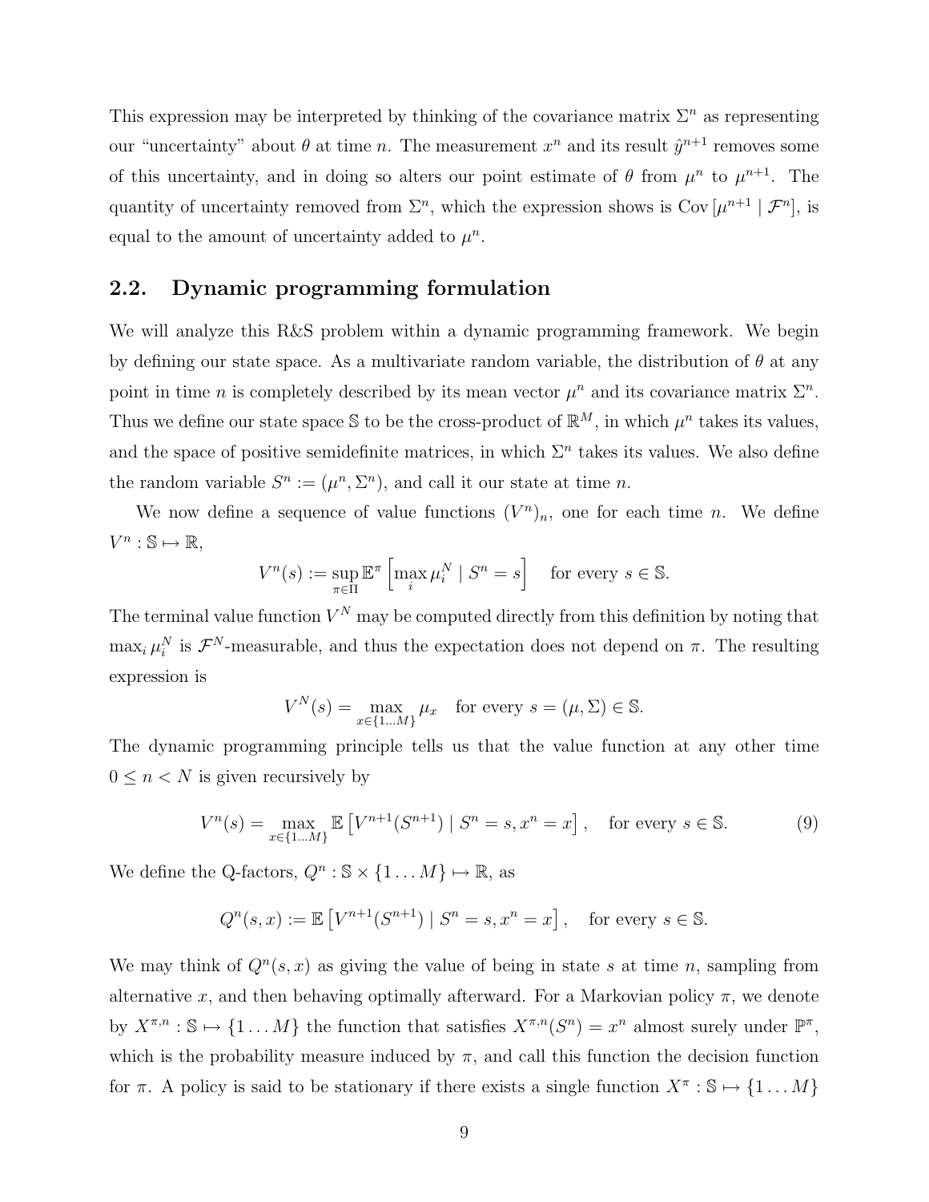This expression may be interpreted by thinking of the covariance matrix $\Sigma^n$ as representing our "uncertainty" about $\theta$ at time $n$. The measurement $x^n$ and its result $\hat{y}^{n+1}$ removes some of this uncertainty, and in doing so alters our point estimate of $\theta$ from $\mu^n$ to $\mu^{n+1}$. The quantity of uncertainty removed from $\Sigma^n$, which the expression shows is $\mathrm{Cov}\left[\mu^{n+1} \mid \mathcal{F}^n\right]$, is equal to the amount of uncertainty added to $\mu^n$.

## 2.2. Dynamic programming formulation

We will analyze this R&S problem within a dynamic programming framework. We begin by defining our state space. As a multivariate random variable, the distribution of $\theta$ at any point in time $n$ is completely described by its mean vector $\mu^n$ and its covariance matrix $\Sigma^n$. Thus we define our state space $\mathbb{S}$ to be the cross-product of $\mathbb{R}^M$, in which $\mu^n$ takes its values, and the space of positive semidefinite matrices, in which $\Sigma^n$ takes its values. We also define the random variable $S^n := (\mu^n, \Sigma^n)$, and call it our state at time $n$.

We now define a sequence of value functions $(V^n)_n$, one for each time $n$. We define $V^n : \mathbb{S} \mapsto \mathbb{R}$,

$$V^n(s) := \sup_{\pi \in \Pi} \mathbb{E}^\pi \left[ \max_i \mu_i^N \mid S^n = s \right] \quad \text{for every } s \in \mathbb{S}.$$

The terminal value function $V^N$ may be computed directly from this definition by noting that $\max_i \mu_i^N$ is $\mathcal{F}^N$-measurable, and thus the expectation does not depend on $\pi$. The resulting expression is

$$V^N(s) = \max_{x \in \{1 \ldots M\}} \mu_x \quad \text{for every } s = (\mu, \Sigma) \in \mathbb{S}.$$

The dynamic programming principle tells us that the value function at any other time $0 \leq n < N$ is given recursively by

$$V^n(s) = \max_{x \in \{1 \ldots M\}} \mathbb{E}\left[ V^{n+1}(S^{n+1}) \mid S^n = s, x^n = x \right], \quad \text{for every } s \in \mathbb{S}. \tag{9}$$

We define the Q-factors, $Q^n : \mathbb{S} \times \{1 \ldots M\} \mapsto \mathbb{R}$, as

$$Q^n(s, x) := \mathbb{E}\left[ V^{n+1}(S^{n+1}) \mid S^n = s, x^n = x \right], \quad \text{for every } s \in \mathbb{S}.$$

We may think of $Q^n(s, x)$ as giving the value of being in state $s$ at time $n$, sampling from alternative $x$, and then behaving optimally afterward. For a Markovian policy $\pi$, we denote by $X^{\pi,n} : \mathbb{S} \mapsto \{1 \ldots M\}$ the function that satisfies $X^{\pi,n}(S^n) = x^n$ almost surely under $\mathbb{P}^\pi$, which is the probability measure induced by $\pi$, and call this function the decision function for $\pi$. A policy is said to be stationary if there exists a single function $X^\pi : \mathbb{S} \mapsto \{1 \ldots M\}$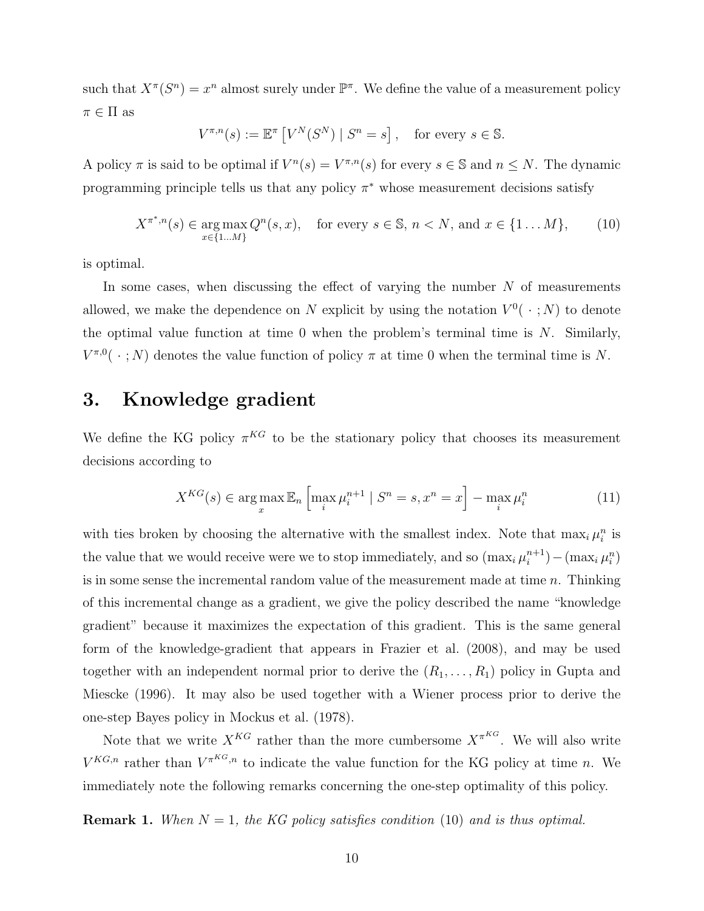such that $X^\pi(S^n) = x^n$ almost surely under $\mathbb{P}^\pi$. We define the value of a measurement policy $\pi \in \Pi$ as

$$V^{\pi,n}(s) := \mathbb{E}^\pi \left[ V^N(S^N) \mid S^n = s \right], \quad \text{for every } s \in \mathbb{S}.$$

A policy $\pi$ is said to be optimal if $V^n(s) = V^{\pi,n}(s)$ for every $s \in \mathbb{S}$ and $n \leq N$. The dynamic programming principle tells us that any policy $\pi^*$ whose measurement decisions satisfy

$$X^{\pi^*,n}(s) \in \underset{x \in \{1 \dots M\}}{\arg\max}\, Q^n(s,x), \quad \text{for every } s \in \mathbb{S},\, n < N, \text{ and } x \in \{1 \dots M\}, \tag{10}$$

is optimal.

In some cases, when discussing the effect of varying the number $N$ of measurements allowed, we make the dependence on $N$ explicit by using the notation $V^0(\,\cdot\,; N)$ to denote the optimal value function at time 0 when the problem's terminal time is $N$. Similarly, $V^{\pi,0}(\,\cdot\,; N)$ denotes the value function of policy $\pi$ at time 0 when the terminal time is $N$.

## 3. Knowledge gradient

We define the KG policy $\pi^{KG}$ to be the stationary policy that chooses its measurement decisions according to

$$X^{KG}(s) \in \arg\max_x \mathbb{E}_n \left[ \max_i \mu_i^{n+1} \mid S^n = s, x^n = x \right] - \max_i \mu_i^n \tag{11}$$

with ties broken by choosing the alternative with the smallest index. Note that $\max_i \mu_i^n$ is the value that we would receive were we to stop immediately, and so $(\max_i \mu_i^{n+1}) - (\max_i \mu_i^n)$ is in some sense the incremental random value of the measurement made at time $n$. Thinking of this incremental change as a gradient, we give the policy described the name "knowledge gradient" because it maximizes the expectation of this gradient. This is the same general form of the knowledge-gradient that appears in Frazier et al. (2008), and may be used together with an independent normal prior to derive the $(R_1, \dots, R_1)$ policy in Gupta and Miescke (1996). It may also be used together with a Wiener process prior to derive the one-step Bayes policy in Mockus et al. (1978).

Note that we write $X^{KG}$ rather than the more cumbersome $X^{\pi^{KG}}$. We will also write $V^{KG,n}$ rather than $V^{\pi^{KG},n}$ to indicate the value function for the KG policy at time $n$. We immediately note the following remarks concerning the one-step optimality of this policy.

**Remark 1.** *When $N = 1$, the KG policy satisfies condition* (10) *and is thus optimal.*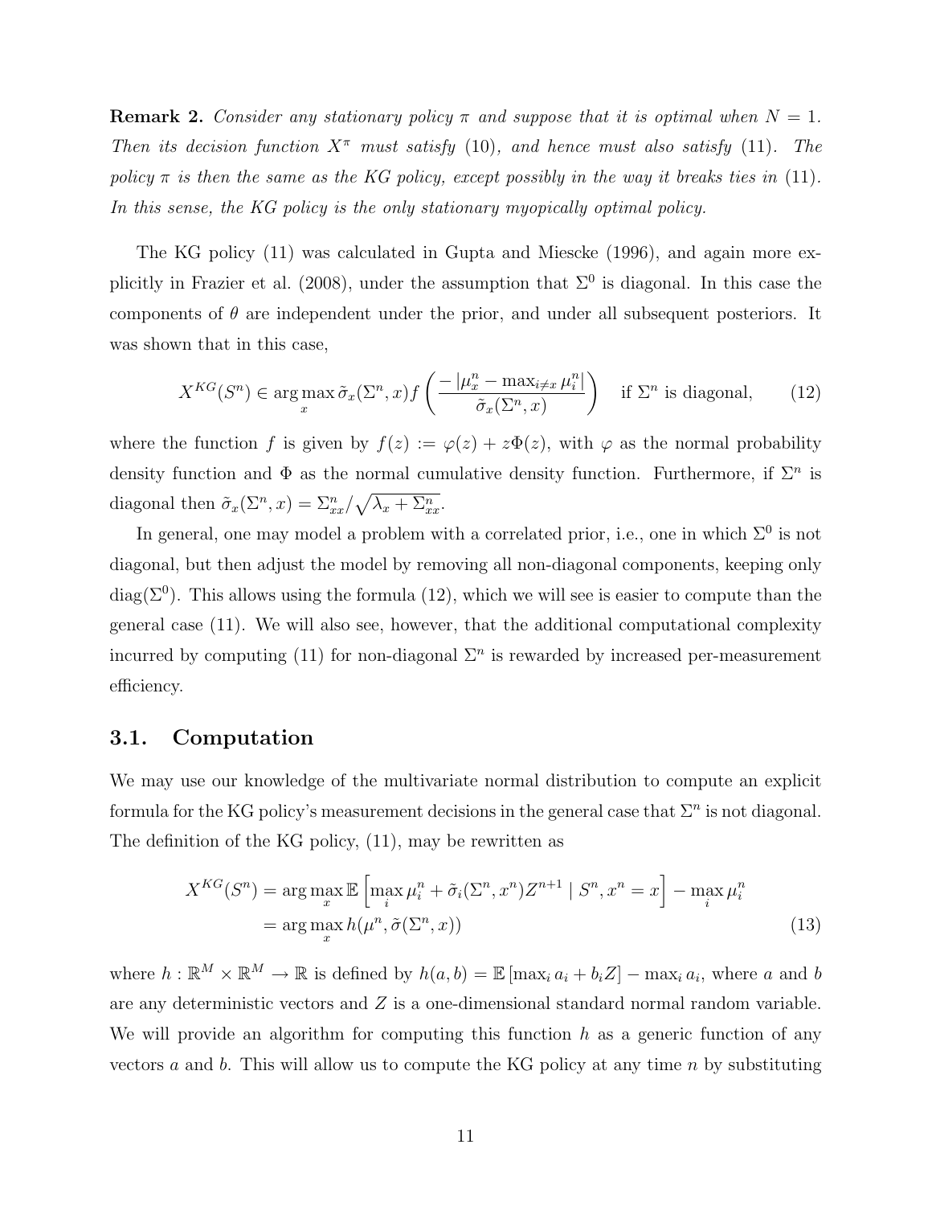**Remark 2.** *Consider any stationary policy $\pi$ and suppose that it is optimal when $N = 1$. Then its decision function $X^\pi$ must satisfy (10), and hence must also satisfy (11). The policy $\pi$ is then the same as the KG policy, except possibly in the way it breaks ties in (11). In this sense, the KG policy is the only stationary myopically optimal policy.*

The KG policy (11) was calculated in Gupta and Miescke (1996), and again more explicitly in Frazier et al. (2008), under the assumption that $\Sigma^0$ is diagonal. In this case the components of $\theta$ are independent under the prior, and under all subsequent posteriors. It was shown that in this case,

$$X^{KG}(S^n) \in \arg\max_x \tilde{\sigma}_x(\Sigma^n, x) f\left(\frac{-\left|\mu_x^n - \max_{i \neq x} \mu_i^n\right|}{\tilde{\sigma}_x(\Sigma^n, x)}\right) \quad \text{if } \Sigma^n \text{ is diagonal,} \tag{12}$$

where the function $f$ is given by $f(z) := \varphi(z) + z\Phi(z)$, with $\varphi$ as the normal probability density function and $\Phi$ as the normal cumulative density function. Furthermore, if $\Sigma^n$ is diagonal then $\tilde{\sigma}_x(\Sigma^n, x) = \Sigma_{xx}^n / \sqrt{\lambda_x + \Sigma_{xx}^n}$.

In general, one may model a problem with a correlated prior, i.e., one in which $\Sigma^0$ is not diagonal, but then adjust the model by removing all non-diagonal components, keeping only $\text{diag}(\Sigma^0)$. This allows using the formula (12), which we will see is easier to compute than the general case (11). We will also see, however, that the additional computational complexity incurred by computing (11) for non-diagonal $\Sigma^n$ is rewarded by increased per-measurement efficiency.

## 3.1. Computation

We may use our knowledge of the multivariate normal distribution to compute an explicit formula for the KG policy's measurement decisions in the general case that $\Sigma^n$ is not diagonal. The definition of the KG policy, (11), may be rewritten as

$$\begin{aligned} X^{KG}(S^n) &= \arg\max_x \mathbb{E}\left[\max_i \mu_i^n + \tilde{\sigma}_i(\Sigma^n, x^n) Z^{n+1} \mid S^n, x^n = x\right] - \max_i \mu_i^n \\ &= \arg\max_x h(\mu^n, \tilde{\sigma}(\Sigma^n, x)) \end{aligned} \tag{13}$$

where $h : \mathbb{R}^M \times \mathbb{R}^M \to \mathbb{R}$ is defined by $h(a, b) = \mathbb{E}\left[\max_i a_i + b_i Z\right] - \max_i a_i$, where $a$ and $b$ are any deterministic vectors and $Z$ is a one-dimensional standard normal random variable. We will provide an algorithm for computing this function $h$ as a generic function of any vectors $a$ and $b$. This will allow us to compute the KG policy at any time $n$ by substituting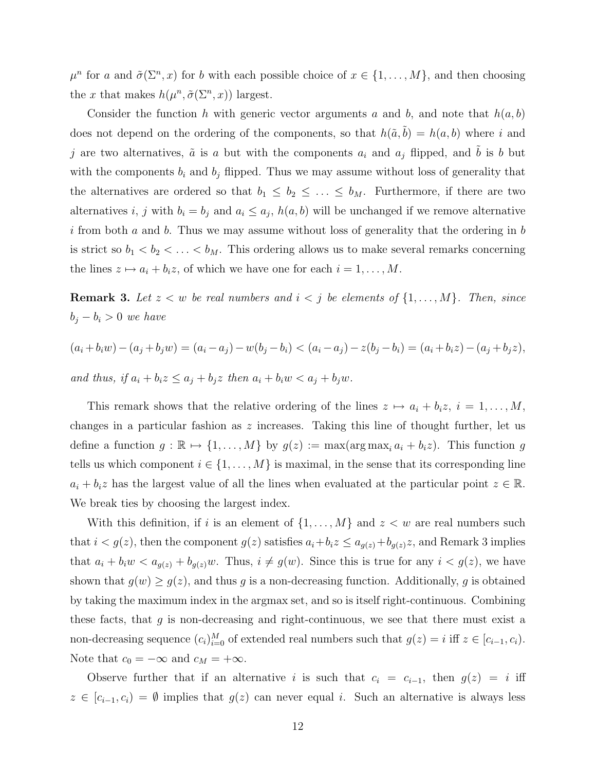$\mu^n$ for $a$ and $\tilde{\sigma}(\Sigma^n, x)$ for $b$ with each possible choice of $x \in \{1, \ldots, M\}$, and then choosing the $x$ that makes $h(\mu^n, \tilde{\sigma}(\Sigma^n, x))$ largest.

Consider the function $h$ with generic vector arguments $a$ and $b$, and note that $h(a, b)$ does not depend on the ordering of the components, so that $h(\tilde{a}, \tilde{b}) = h(a, b)$ where $i$ and $j$ are two alternatives, $\tilde{a}$ is $a$ but with the components $a_i$ and $a_j$ flipped, and $\tilde{b}$ is $b$ but with the components $b_i$ and $b_j$ flipped. Thus we may assume without loss of generality that the alternatives are ordered so that $b_1 \leq b_2 \leq \ldots \leq b_M$. Furthermore, if there are two alternatives $i$, $j$ with $b_i = b_j$ and $a_i \leq a_j$, $h(a, b)$ will be unchanged if we remove alternative $i$ from both $a$ and $b$. Thus we may assume without loss of generality that the ordering in $b$ is strict so $b_1 < b_2 < \ldots < b_M$. This ordering allows us to make several remarks concerning the lines $z \mapsto a_i + b_i z$, of which we have one for each $i = 1, \ldots, M$.

**Remark 3.** *Let $z < w$ be real numbers and $i < j$ be elements of $\{1, \ldots, M\}$. Then, since $b_j - b_i > 0$ we have*

$$(a_i + b_i w) - (a_j + b_j w) = (a_i - a_j) - w(b_j - b_i) < (a_i - a_j) - z(b_j - b_i) = (a_i + b_i z) - (a_j + b_j z),$$

*and thus, if $a_i + b_i z \leq a_j + b_j z$ then $a_i + b_i w < a_j + b_j w$.*

This remark shows that the relative ordering of the lines $z \mapsto a_i + b_i z$, $i = 1, \ldots, M$, changes in a particular fashion as $z$ increases. Taking this line of thought further, let us define a function $g : \mathbb{R} \mapsto \{1, \ldots, M\}$ by $g(z) := \max(\arg\max_i a_i + b_i z)$. This function $g$ tells us which component $i \in \{1, \ldots, M\}$ is maximal, in the sense that its corresponding line $a_i + b_i z$ has the largest value of all the lines when evaluated at the particular point $z \in \mathbb{R}$. We break ties by choosing the largest index.

With this definition, if $i$ is an element of $\{1, \ldots, M\}$ and $z < w$ are real numbers such that $i < g(z)$, then the component $g(z)$ satisfies $a_i + b_i z \leq a_{g(z)} + b_{g(z)} z$, and Remark 3 implies that $a_i + b_i w < a_{g(z)} + b_{g(z)} w$. Thus, $i \neq g(w)$. Since this is true for any $i < g(z)$, we have shown that $g(w) \geq g(z)$, and thus $g$ is a non-decreasing function. Additionally, $g$ is obtained by taking the maximum index in the argmax set, and so is itself right-continuous. Combining these facts, that $g$ is non-decreasing and right-continuous, we see that there must exist a non-decreasing sequence $(c_i)_{i=0}^M$ of extended real numbers such that $g(z) = i$ iff $z \in [c_{i-1}, c_i)$. Note that $c_0 = -\infty$ and $c_M = +\infty$.

Observe further that if an alternative $i$ is such that $c_i = c_{i-1}$, then $g(z) = i$ iff $z \in [c_{i-1}, c_i) = \emptyset$ implies that $g(z)$ can never equal $i$. Such an alternative is always less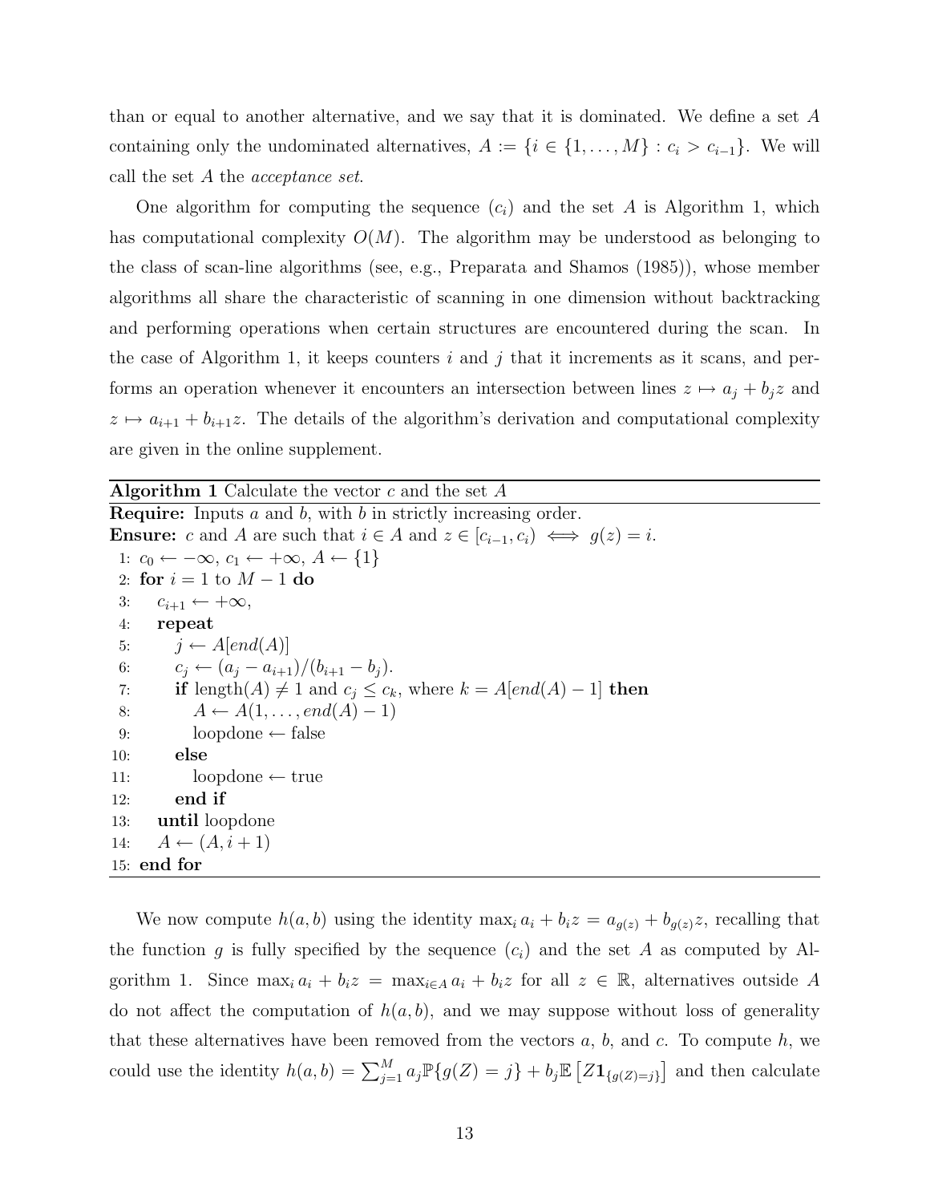than or equal to another alternative, and we say that it is dominated. We define a set $A$ containing only the undominated alternatives, $A := \{i \in \{1, \ldots, M\} : c_i > c_{i-1}\}$. We will call the set $A$ the *acceptance set*.

One algorithm for computing the sequence $(c_i)$ and the set $A$ is Algorithm 1, which has computational complexity $O(M)$. The algorithm may be understood as belonging to the class of scan-line algorithms (see, e.g., Preparata and Shamos (1985)), whose member algorithms all share the characteristic of scanning in one dimension without backtracking and performing operations when certain structures are encountered during the scan. In the case of Algorithm 1, it keeps counters $i$ and $j$ that it increments as it scans, and performs an operation whenever it encounters an intersection between lines $z \mapsto a_j + b_j z$ and $z \mapsto a_{i+1} + b_{i+1} z$. The details of the algorithm's derivation and computational complexity are given in the online supplement.

**Algorithm 1** Calculate the vector $c$ and the set $A$

**Require:** Inputs $a$ and $b$, with $b$ in strictly increasing order.

**Ensure:** $c$ and $A$ are such that $i \in A$ and $z \in [c_{i-1}, c_i) \iff g(z) = i$.

```
1: c_0 ← −∞, c_1 ← +∞, A ← {1}
2: for i = 1 to M − 1 do
3:    c_{i+1} ← +∞,
4:    repeat
5:       j ← A[end(A)]
6:       c_j ← (a_j − a_{i+1})/(b_{i+1} − b_j).
7:       if length(A) ≠ 1 and c_j ≤ c_k, where k = A[end(A) − 1] then
8:          A ← A(1, . . . , end(A) − 1)
9:          loopdone ← false
10:      else
11:         loopdone ← true
12:      end if
13:   until loopdone
14:   A ← (A, i + 1)
15: end for
```

We now compute $h(a, b)$ using the identity $\max_i a_i + b_i z = a_{g(z)} + b_{g(z)} z$, recalling that the function $g$ is fully specified by the sequence $(c_i)$ and the set $A$ as computed by Algorithm 1. Since $\max_i a_i + b_i z = \max_{i \in A} a_i + b_i z$ for all $z \in \mathbb{R}$, alternatives outside $A$ do not affect the computation of $h(a, b)$, and we may suppose without loss of generality that these alternatives have been removed from the vectors $a$, $b$, and $c$. To compute $h$, we could use the identity $h(a, b) = \sum_{j=1}^{M} a_j \mathbb{P}\{g(Z) = j\} + b_j \mathbb{E}\left[Z \mathbf{1}_{\{g(Z)=j\}}\right]$ and then calculate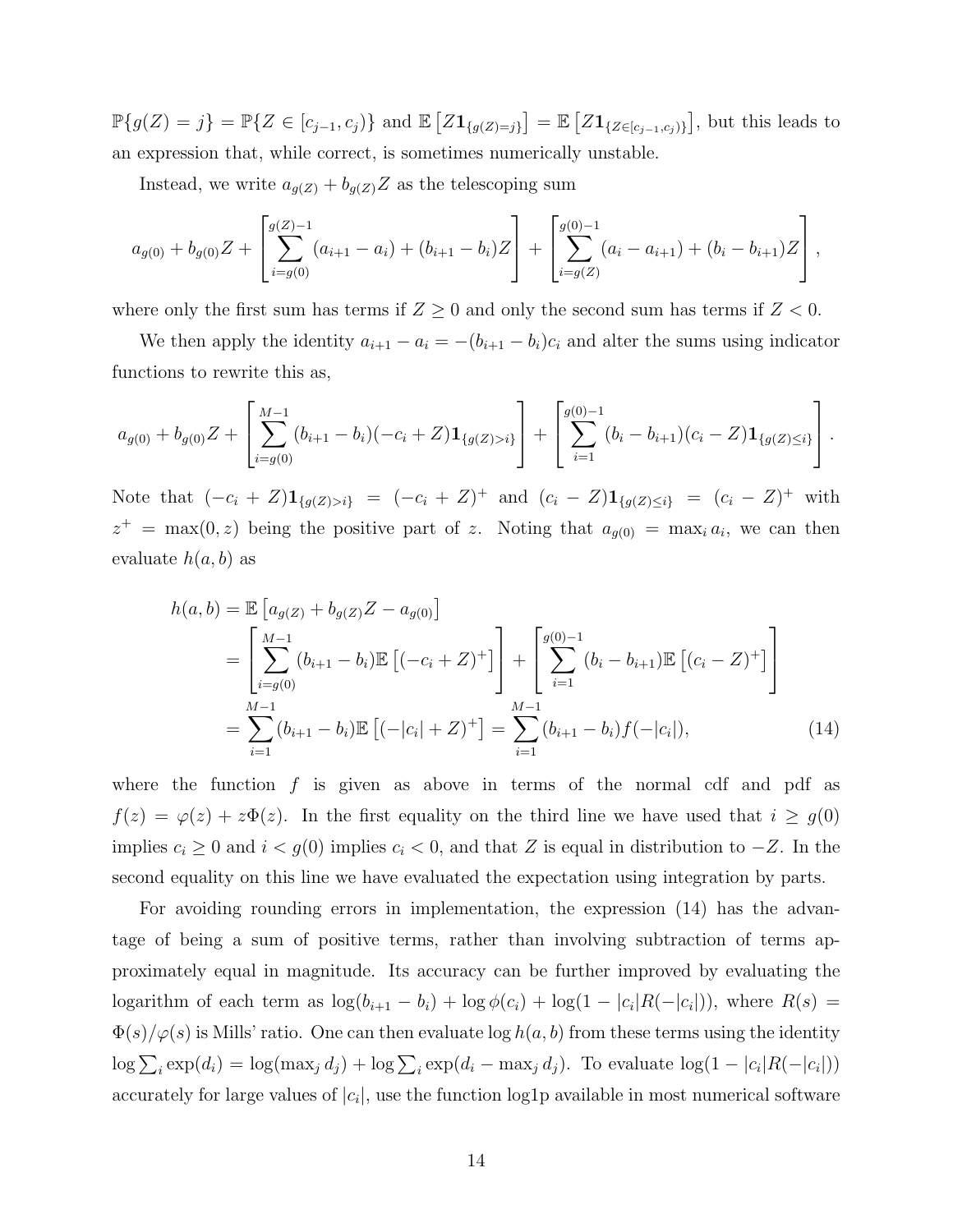$\mathbb{P}\{g(Z) = j\} = \mathbb{P}\{Z \in [c_{j-1}, c_j)\}$ and $\mathbb{E}\left[Z\mathbf{1}_{\{g(Z)=j\}}\right] = \mathbb{E}\left[Z\mathbf{1}_{\{Z\in[c_{j-1},c_j)\}}\right]$, but this leads to an expression that, while correct, is sometimes numerically unstable.

Instead, we write $a_{g(Z)} + b_{g(Z)}Z$ as the telescoping sum

$$a_{g(0)} + b_{g(0)}Z + \left[\sum_{i=g(0)}^{g(Z)-1} (a_{i+1} - a_i) + (b_{i+1} - b_i)Z\right] + \left[\sum_{i=g(Z)}^{g(0)-1} (a_i - a_{i+1}) + (b_i - b_{i+1})Z\right],$$

where only the first sum has terms if $Z \geq 0$ and only the second sum has terms if $Z < 0$.

We then apply the identity $a_{i+1} - a_i = -(b_{i+1} - b_i)c_i$ and alter the sums using indicator functions to rewrite this as,

$$a_{g(0)} + b_{g(0)}Z + \left[\sum_{i=g(0)}^{M-1} (b_{i+1} - b_i)(-c_i + Z)\mathbf{1}_{\{g(Z)>i\}}\right] + \left[\sum_{i=1}^{g(0)-1} (b_i - b_{i+1})(c_i - Z)\mathbf{1}_{\{g(Z)\leq i\}}\right].$$

Note that $(-c_i + Z)\mathbf{1}_{\{g(Z)>i\}} = (-c_i + Z)^+$ and $(c_i - Z)\mathbf{1}_{\{g(Z)\leq i\}} = (c_i - Z)^+$ with $z^+ = \max(0, z)$ being the positive part of $z$. Noting that $a_{g(0)} = \max_i a_i$, we can then evaluate $h(a, b)$ as

$$\begin{aligned}
h(a, b) &= \mathbb{E}\left[a_{g(Z)} + b_{g(Z)}Z - a_{g(0)}\right] \\
&= \left[\sum_{i=g(0)}^{M-1} (b_{i+1} - b_i)\mathbb{E}\left[(-c_i + Z)^+\right]\right] + \left[\sum_{i=1}^{g(0)-1} (b_i - b_{i+1})\mathbb{E}\left[(c_i - Z)^+\right]\right] \\
&= \sum_{i=1}^{M-1} (b_{i+1} - b_i)\mathbb{E}\left[(-|c_i| + Z)^+\right] = \sum_{i=1}^{M-1} (b_{i+1} - b_i) f(-|c_i|), \qquad (14)
\end{aligned}$$

where the function $f$ is given as above in terms of the normal cdf and pdf as $f(z) = \varphi(z) + z\Phi(z)$. In the first equality on the third line we have used that $i \geq g(0)$ implies $c_i \geq 0$ and $i < g(0)$ implies $c_i < 0$, and that $Z$ is equal in distribution to $-Z$. In the second equality on this line we have evaluated the expectation using integration by parts.

For avoiding rounding errors in implementation, the expression (14) has the advantage of being a sum of positive terms, rather than involving subtraction of terms approximately equal in magnitude. Its accuracy can be further improved by evaluating the logarithm of each term as $\log(b_{i+1} - b_i) + \log \phi(c_i) + \log(1 - |c_i|R(-|c_i|))$, where $R(s) = \Phi(s)/\varphi(s)$ is Mills' ratio. One can then evaluate $\log h(a, b)$ from these terms using the identity $\log \sum_i \exp(d_i) = \log(\max_j d_j) + \log \sum_i \exp(d_i - \max_j d_j)$. To evaluate $\log(1 - |c_i|R(-|c_i|))$ accurately for large values of $|c_i|$, use the function log1p available in most numerical software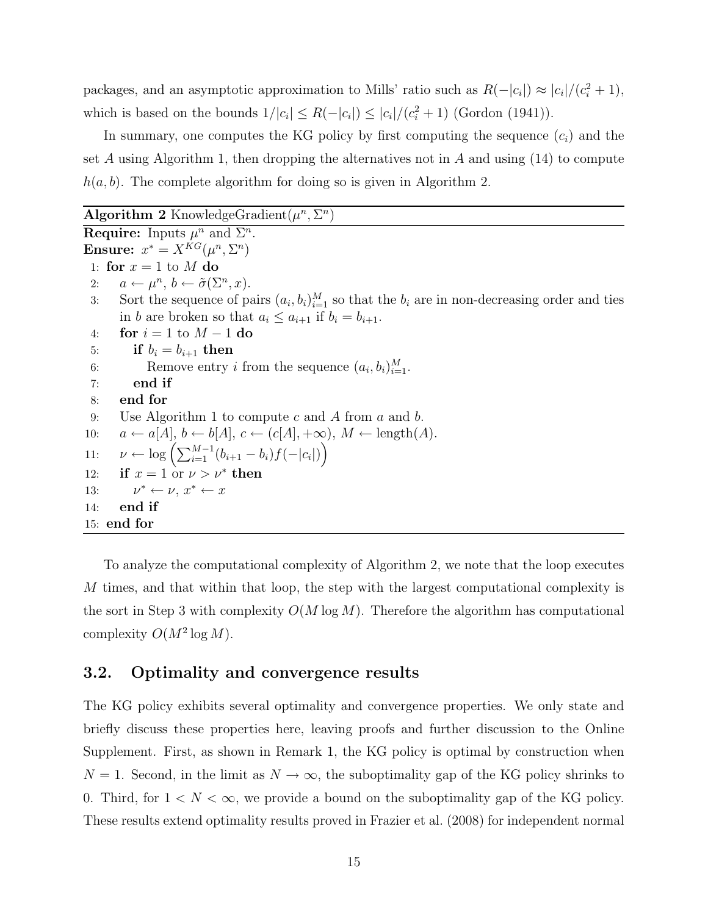packages, and an asymptotic approximation to Mills' ratio such as $R(-|c_i|) \approx |c_i|/(c_i^2+1)$, which is based on the bounds $1/|c_i| \leq R(-|c_i|) \leq |c_i|/(c_i^2+1)$ (Gordon (1941)).

In summary, one computes the KG policy by first computing the sequence $(c_i)$ and the set $A$ using Algorithm 1, then dropping the alternatives not in $A$ and using (14) to compute $h(a, b)$. The complete algorithm for doing so is given in Algorithm 2.

---

**Algorithm 2** KnowledgeGradient($\mu^n, \Sigma^n$)

---

**Require:** Inputs $\mu^n$ and $\Sigma^n$.
**Ensure:** $x^* = X^{KG}(\mu^n, \Sigma^n)$

1: **for** $x = 1$ to $M$ **do**
2: $\quad a \leftarrow \mu^n$, $b \leftarrow \tilde{\sigma}(\Sigma^n, x)$.
3: $\quad$ Sort the sequence of pairs $(a_i, b_i)_{i=1}^M$ so that the $b_i$ are in non-decreasing order and ties in $b$ are broken so that $a_i \leq a_{i+1}$ if $b_i = b_{i+1}$.
4: $\quad$ **for** $i = 1$ to $M-1$ **do**
5: $\quad\quad$ **if** $b_i = b_{i+1}$ **then**
6: $\quad\quad\quad$ Remove entry $i$ from the sequence $(a_i, b_i)_{i=1}^M$.
7: $\quad\quad$ **end if**
8: $\quad$ **end for**
9: $\quad$ Use Algorithm 1 to compute $c$ and $A$ from $a$ and $b$.
10: $\quad a \leftarrow a[A]$, $b \leftarrow b[A]$, $c \leftarrow (c[A], +\infty)$, $M \leftarrow \text{length}(A)$.
11: $\quad \nu \leftarrow \log\left(\sum_{i=1}^{M-1}(b_{i+1} - b_i) f(-|c_i|)\right)$
12: $\quad$ **if** $x = 1$ or $\nu > \nu^*$ **then**
13: $\quad\quad \nu^* \leftarrow \nu$, $x^* \leftarrow x$
14: $\quad$ **end if**
15: **end for**

---

To analyze the computational complexity of Algorithm 2, we note that the loop executes $M$ times, and that within that loop, the step with the largest computational complexity is the sort in Step 3 with complexity $O(M \log M)$. Therefore the algorithm has computational complexity $O(M^2 \log M)$.

## 3.2. Optimality and convergence results

The KG policy exhibits several optimality and convergence properties. We only state and briefly discuss these properties here, leaving proofs and further discussion to the Online Supplement. First, as shown in Remark 1, the KG policy is optimal by construction when $N = 1$. Second, in the limit as $N \to \infty$, the suboptimality gap of the KG policy shrinks to 0. Third, for $1 < N < \infty$, we provide a bound on the suboptimality gap of the KG policy. These results extend optimality results proved in Frazier et al. (2008) for independent normal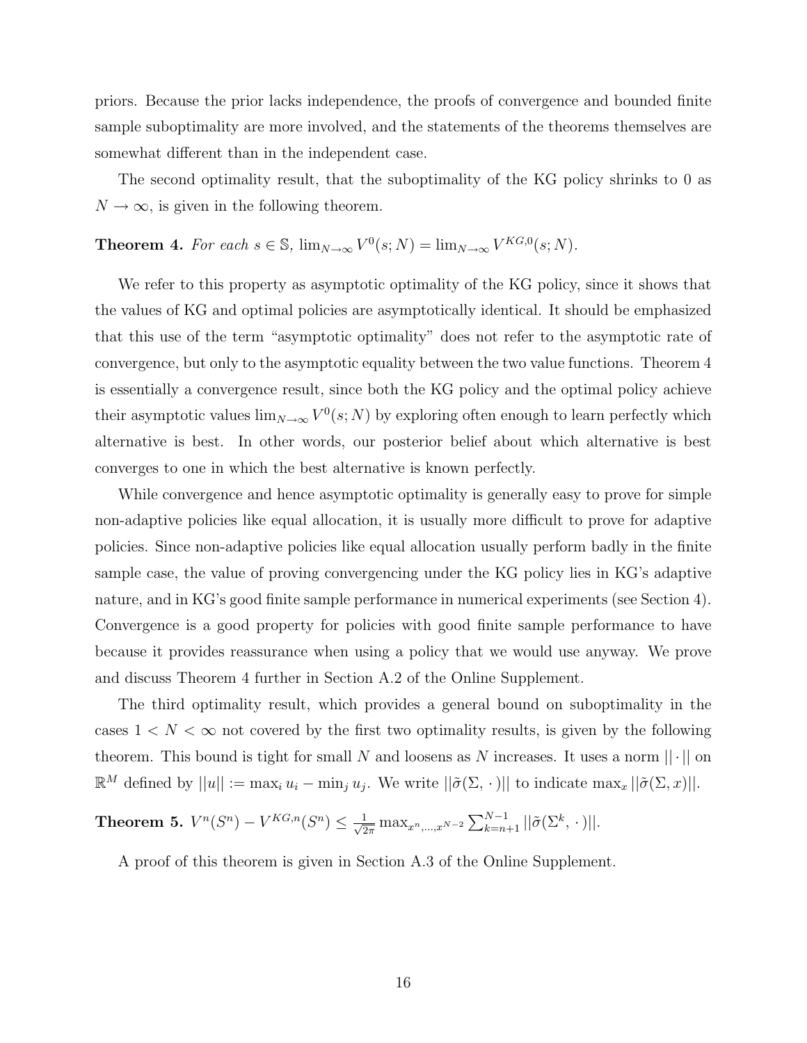priors. Because the prior lacks independence, the proofs of convergence and bounded finite sample suboptimality are more involved, and the statements of the theorems themselves are somewhat different than in the independent case.

The second optimality result, that the suboptimality of the KG policy shrinks to 0 as $N \to \infty$, is given in the following theorem.

**Theorem 4.** *For each $s \in \mathbb{S}$, $\lim_{N\to\infty} V^0(s; N) = \lim_{N\to\infty} V^{KG,0}(s; N)$.*

We refer to this property as asymptotic optimality of the KG policy, since it shows that the values of KG and optimal policies are asymptotically identical. It should be emphasized that this use of the term "asymptotic optimality" does not refer to the asymptotic rate of convergence, but only to the asymptotic equality between the two value functions. Theorem 4 is essentially a convergence result, since both the KG policy and the optimal policy achieve their asymptotic values $\lim_{N\to\infty} V^0(s; N)$ by exploring often enough to learn perfectly which alternative is best. In other words, our posterior belief about which alternative is best converges to one in which the best alternative is known perfectly.

While convergence and hence asymptotic optimality is generally easy to prove for simple non-adaptive policies like equal allocation, it is usually more difficult to prove for adaptive policies. Since non-adaptive policies like equal allocation usually perform badly in the finite sample case, the value of proving convergencing under the KG policy lies in KG's adaptive nature, and in KG's good finite sample performance in numerical experiments (see Section 4). Convergence is a good property for policies with good finite sample performance to have because it provides reassurance when using a policy that we would use anyway. We prove and discuss Theorem 4 further in Section A.2 of the Online Supplement.

The third optimality result, which provides a general bound on suboptimality in the cases $1 < N < \infty$ not covered by the first two optimality results, is given by the following theorem. This bound is tight for small $N$ and loosens as $N$ increases. It uses a norm $||\cdot||$ on $\mathbb{R}^M$ defined by $||u|| := \max_i u_i - \min_j u_j$. We write $||\tilde{\sigma}(\Sigma, \cdot)||$ to indicate $\max_x ||\tilde{\sigma}(\Sigma, x)||$.

**Theorem 5.** $V^n(S^n) - V^{KG,n}(S^n) \leq \frac{1}{\sqrt{2\pi}} \max_{x^n,\ldots,x^{N-2}} \sum_{k=n+1}^{N-1} ||\tilde{\sigma}(\Sigma^k, \cdot)||$.

A proof of this theorem is given in Section A.3 of the Online Supplement.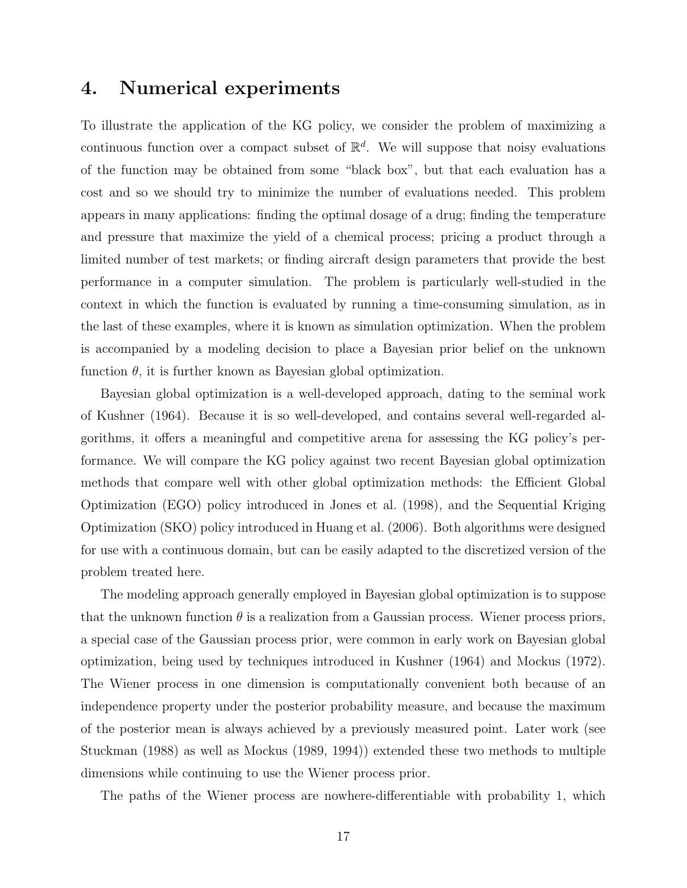## 4. Numerical experiments

To illustrate the application of the KG policy, we consider the problem of maximizing a continuous function over a compact subset of $\mathbb{R}^d$. We will suppose that noisy evaluations of the function may be obtained from some "black box", but that each evaluation has a cost and so we should try to minimize the number of evaluations needed. This problem appears in many applications: finding the optimal dosage of a drug; finding the temperature and pressure that maximize the yield of a chemical process; pricing a product through a limited number of test markets; or finding aircraft design parameters that provide the best performance in a computer simulation. The problem is particularly well-studied in the context in which the function is evaluated by running a time-consuming simulation, as in the last of these examples, where it is known as simulation optimization. When the problem is accompanied by a modeling decision to place a Bayesian prior belief on the unknown function $\theta$, it is further known as Bayesian global optimization.

Bayesian global optimization is a well-developed approach, dating to the seminal work of Kushner (1964). Because it is so well-developed, and contains several well-regarded algorithms, it offers a meaningful and competitive arena for assessing the KG policy's performance. We will compare the KG policy against two recent Bayesian global optimization methods that compare well with other global optimization methods: the Efficient Global Optimization (EGO) policy introduced in Jones et al. (1998), and the Sequential Kriging Optimization (SKO) policy introduced in Huang et al. (2006). Both algorithms were designed for use with a continuous domain, but can be easily adapted to the discretized version of the problem treated here.

The modeling approach generally employed in Bayesian global optimization is to suppose that the unknown function $\theta$ is a realization from a Gaussian process. Wiener process priors, a special case of the Gaussian process prior, were common in early work on Bayesian global optimization, being used by techniques introduced in Kushner (1964) and Mockus (1972). The Wiener process in one dimension is computationally convenient both because of an independence property under the posterior probability measure, and because the maximum of the posterior mean is always achieved by a previously measured point. Later work (see Stuckman (1988) as well as Mockus (1989, 1994)) extended these two methods to multiple dimensions while continuing to use the Wiener process prior.

The paths of the Wiener process are nowhere-differentiable with probability 1, which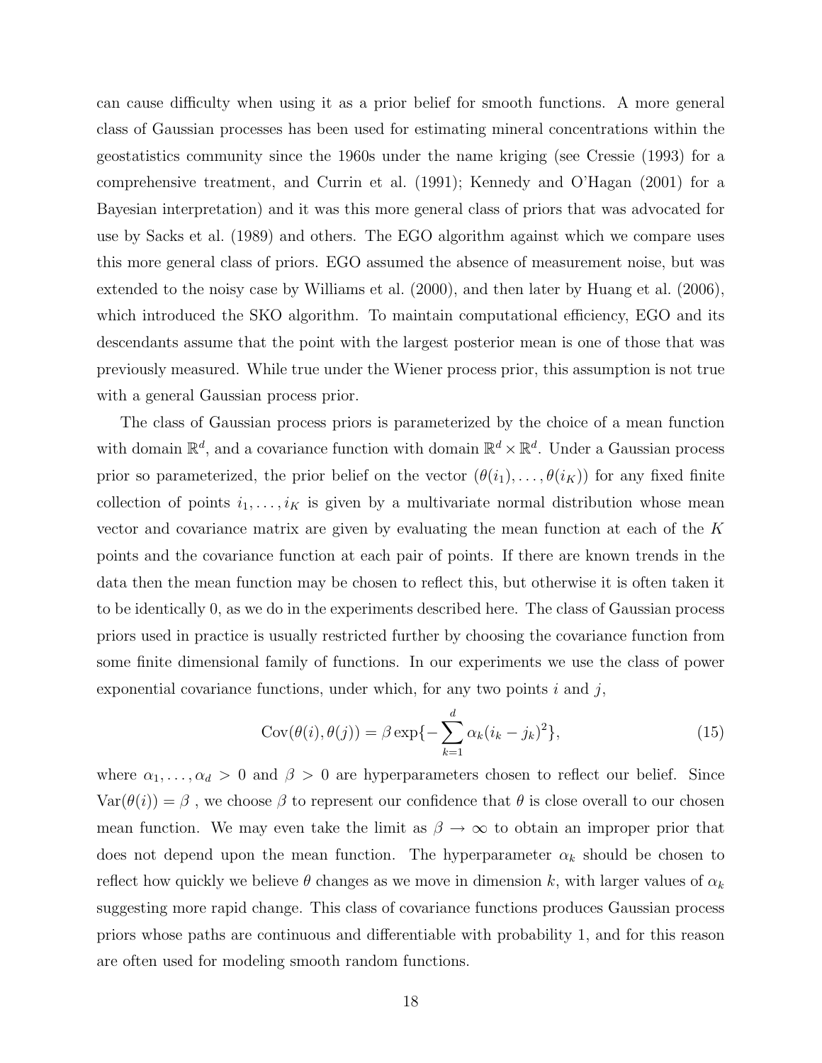can cause difficulty when using it as a prior belief for smooth functions. A more general class of Gaussian processes has been used for estimating mineral concentrations within the geostatistics community since the 1960s under the name kriging (see Cressie (1993) for a comprehensive treatment, and Currin et al. (1991); Kennedy and O'Hagan (2001) for a Bayesian interpretation) and it was this more general class of priors that was advocated for use by Sacks et al. (1989) and others. The EGO algorithm against which we compare uses this more general class of priors. EGO assumed the absence of measurement noise, but was extended to the noisy case by Williams et al. (2000), and then later by Huang et al. (2006), which introduced the SKO algorithm. To maintain computational efficiency, EGO and its descendants assume that the point with the largest posterior mean is one of those that was previously measured. While true under the Wiener process prior, this assumption is not true with a general Gaussian process prior.

The class of Gaussian process priors is parameterized by the choice of a mean function with domain $\mathbb{R}^d$, and a covariance function with domain $\mathbb{R}^d \times \mathbb{R}^d$. Under a Gaussian process prior so parameterized, the prior belief on the vector $(\theta(i_1), \ldots, \theta(i_K))$ for any fixed finite collection of points $i_1, \ldots, i_K$ is given by a multivariate normal distribution whose mean vector and covariance matrix are given by evaluating the mean function at each of the $K$ points and the covariance function at each pair of points. If there are known trends in the data then the mean function may be chosen to reflect this, but otherwise it is often taken it to be identically 0, as we do in the experiments described here. The class of Gaussian process priors used in practice is usually restricted further by choosing the covariance function from some finite dimensional family of functions. In our experiments we use the class of power exponential covariance functions, under which, for any two points $i$ and $j$,

$$\mathrm{Cov}(\theta(i), \theta(j)) = \beta \exp\{-\sum_{k=1}^{d} \alpha_k (i_k - j_k)^2\}, \tag{15}$$

where $\alpha_1, \ldots, \alpha_d > 0$ and $\beta > 0$ are hyperparameters chosen to reflect our belief. Since $\mathrm{Var}(\theta(i)) = \beta$ , we choose $\beta$ to represent our confidence that $\theta$ is close overall to our chosen mean function. We may even take the limit as $\beta \to \infty$ to obtain an improper prior that does not depend upon the mean function. The hyperparameter $\alpha_k$ should be chosen to reflect how quickly we believe $\theta$ changes as we move in dimension $k$, with larger values of $\alpha_k$ suggesting more rapid change. This class of covariance functions produces Gaussian process priors whose paths are continuous and differentiable with probability 1, and for this reason are often used for modeling smooth random functions.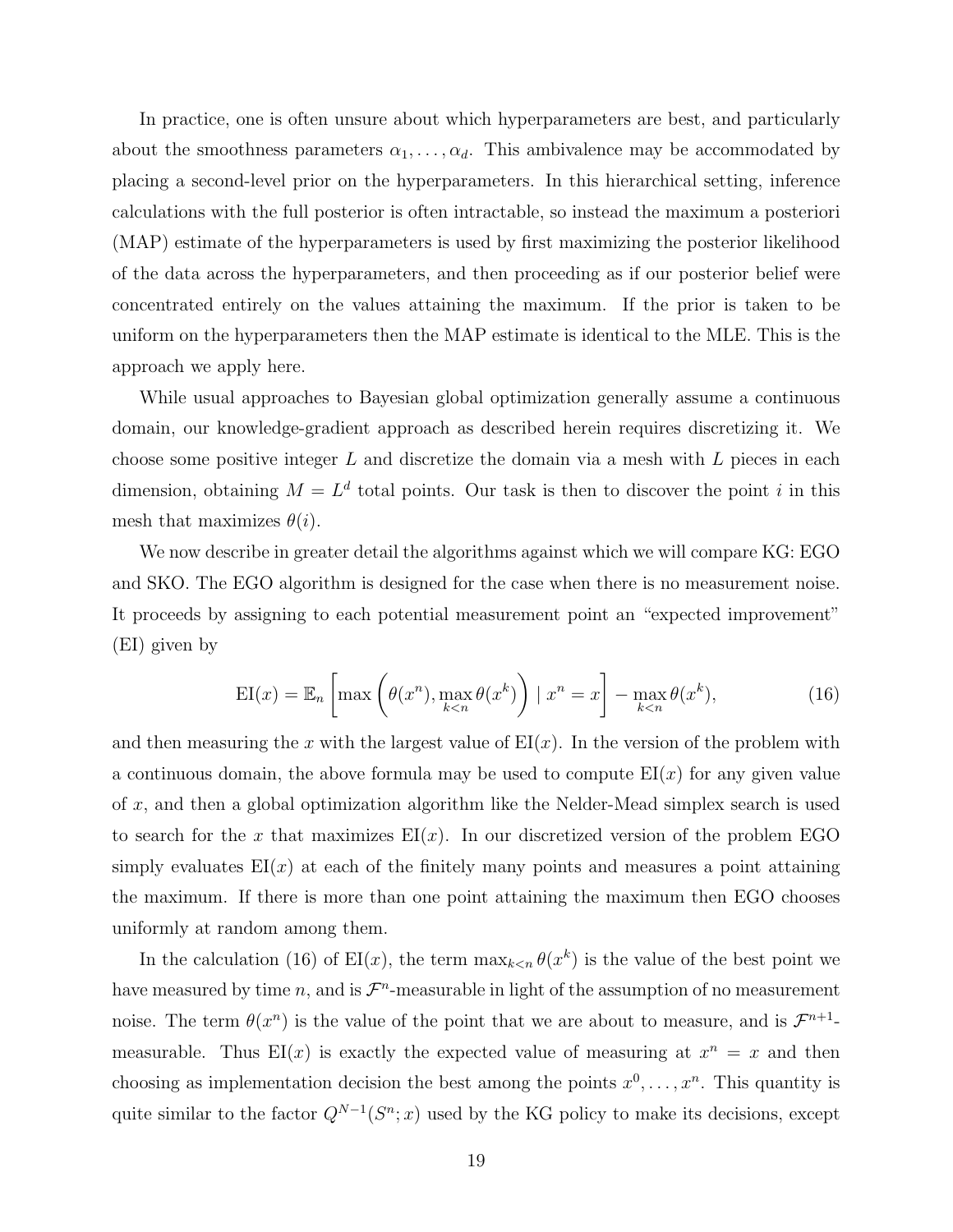In practice, one is often unsure about which hyperparameters are best, and particularly about the smoothness parameters $\alpha_1, \ldots, \alpha_d$. This ambivalence may be accommodated by placing a second-level prior on the hyperparameters. In this hierarchical setting, inference calculations with the full posterior is often intractable, so instead the maximum a posteriori (MAP) estimate of the hyperparameters is used by first maximizing the posterior likelihood of the data across the hyperparameters, and then proceeding as if our posterior belief were concentrated entirely on the values attaining the maximum. If the prior is taken to be uniform on the hyperparameters then the MAP estimate is identical to the MLE. This is the approach we apply here.

While usual approaches to Bayesian global optimization generally assume a continuous domain, our knowledge-gradient approach as described herein requires discretizing it. We choose some positive integer $L$ and discretize the domain via a mesh with $L$ pieces in each dimension, obtaining $M = L^d$ total points. Our task is then to discover the point $i$ in this mesh that maximizes $\theta(i)$.

We now describe in greater detail the algorithms against which we will compare KG: EGO and SKO. The EGO algorithm is designed for the case when there is no measurement noise. It proceeds by assigning to each potential measurement point an "expected improvement" (EI) given by

$$\mathrm{EI}(x) = \mathbb{E}_n \left[ \max\left( \theta(x^n), \max_{k<n} \theta(x^k) \right) \mid x^n = x \right] - \max_{k<n} \theta(x^k), \tag{16}$$

and then measuring the $x$ with the largest value of $\mathrm{EI}(x)$. In the version of the problem with a continuous domain, the above formula may be used to compute $\mathrm{EI}(x)$ for any given value of $x$, and then a global optimization algorithm like the Nelder-Mead simplex search is used to search for the $x$ that maximizes $\mathrm{EI}(x)$. In our discretized version of the problem EGO simply evaluates $\mathrm{EI}(x)$ at each of the finitely many points and measures a point attaining the maximum. If there is more than one point attaining the maximum then EGO chooses uniformly at random among them.

In the calculation (16) of $\mathrm{EI}(x)$, the term $\max_{k<n} \theta(x^k)$ is the value of the best point we have measured by time $n$, and is $\mathcal{F}^n$-measurable in light of the assumption of no measurement noise. The term $\theta(x^n)$ is the value of the point that we are about to measure, and is $\mathcal{F}^{n+1}$-measurable. Thus $\mathrm{EI}(x)$ is exactly the expected value of measuring at $x^n = x$ and then choosing as implementation decision the best among the points $x^0, \ldots, x^n$. This quantity is quite similar to the factor $Q^{N-1}(S^n; x)$ used by the KG policy to make its decisions, except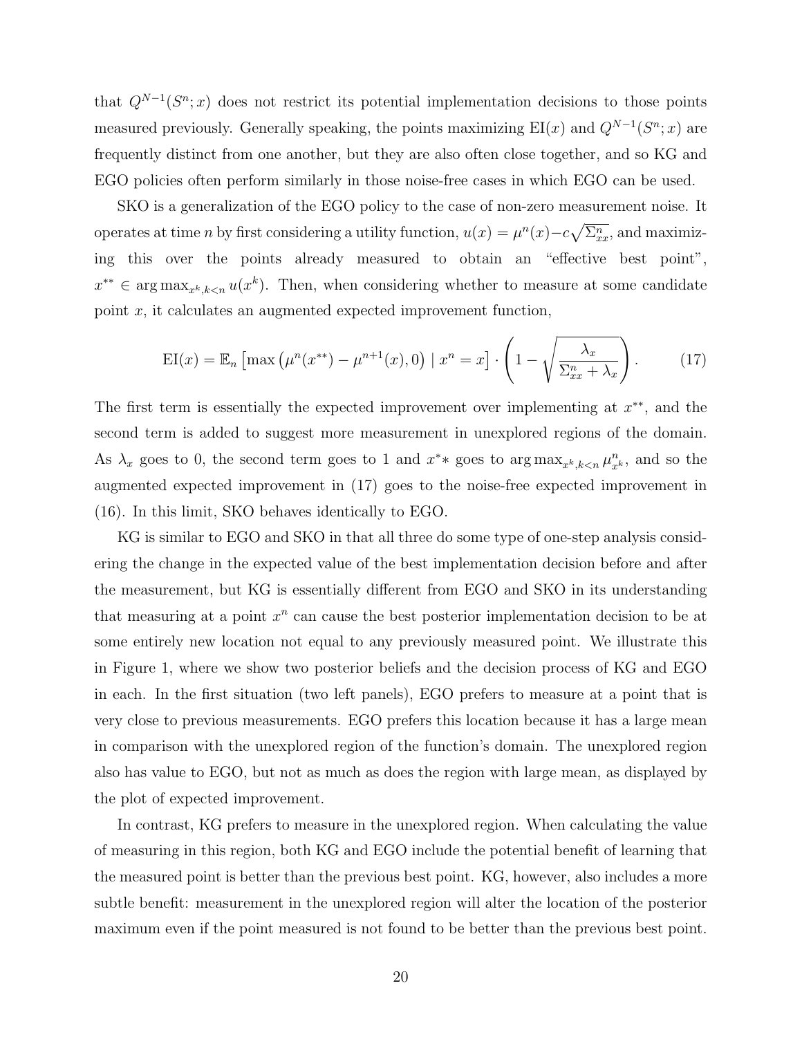that $Q^{N-1}(S^n; x)$ does not restrict its potential implementation decisions to those points measured previously. Generally speaking, the points maximizing $\text{EI}(x)$ and $Q^{N-1}(S^n; x)$ are frequently distinct from one another, but they are also often close together, and so KG and EGO policies often perform similarly in those noise-free cases in which EGO can be used.

SKO is a generalization of the EGO policy to the case of non-zero measurement noise. It operates at time $n$ by first considering a utility function, $u(x) = \mu^n(x) - c\sqrt{\Sigma^n_{xx}}$, and maximizing this over the points already measured to obtain an "effective best point", $x^{**} \in \arg\max_{x^k, k<n} u(x^k)$. Then, when considering whether to measure at some candidate point $x$, it calculates an augmented expected improvement function,

$$\text{EI}(x) = \mathbb{E}_n \left[ \max\left(\mu^n(x^{**}) - \mu^{n+1}(x), 0\right) \mid x^n = x \right] \cdot \left( 1 - \sqrt{\frac{\lambda_x}{\Sigma^n_{xx} + \lambda_x}} \right). \tag{17}$$

The first term is essentially the expected improvement over implementing at $x^{**}$, and the second term is added to suggest more measurement in unexplored regions of the domain. As $\lambda_x$ goes to 0, the second term goes to 1 and $x^*{*}$ goes to $\arg\max_{x^k, k<n} \mu^n_{x^k}$, and so the augmented expected improvement in (17) goes to the noise-free expected improvement in (16). In this limit, SKO behaves identically to EGO.

KG is similar to EGO and SKO in that all three do some type of one-step analysis considering the change in the expected value of the best implementation decision before and after the measurement, but KG is essentially different from EGO and SKO in its understanding that measuring at a point $x^n$ can cause the best posterior implementation decision to be at some entirely new location not equal to any previously measured point. We illustrate this in Figure 1, where we show two posterior beliefs and the decision process of KG and EGO in each. In the first situation (two left panels), EGO prefers to measure at a point that is very close to previous measurements. EGO prefers this location because it has a large mean in comparison with the unexplored region of the function's domain. The unexplored region also has value to EGO, but not as much as does the region with large mean, as displayed by the plot of expected improvement.

In contrast, KG prefers to measure in the unexplored region. When calculating the value of measuring in this region, both KG and EGO include the potential benefit of learning that the measured point is better than the previous best point. KG, however, also includes a more subtle benefit: measurement in the unexplored region will alter the location of the posterior maximum even if the point measured is not found to be better than the previous best point.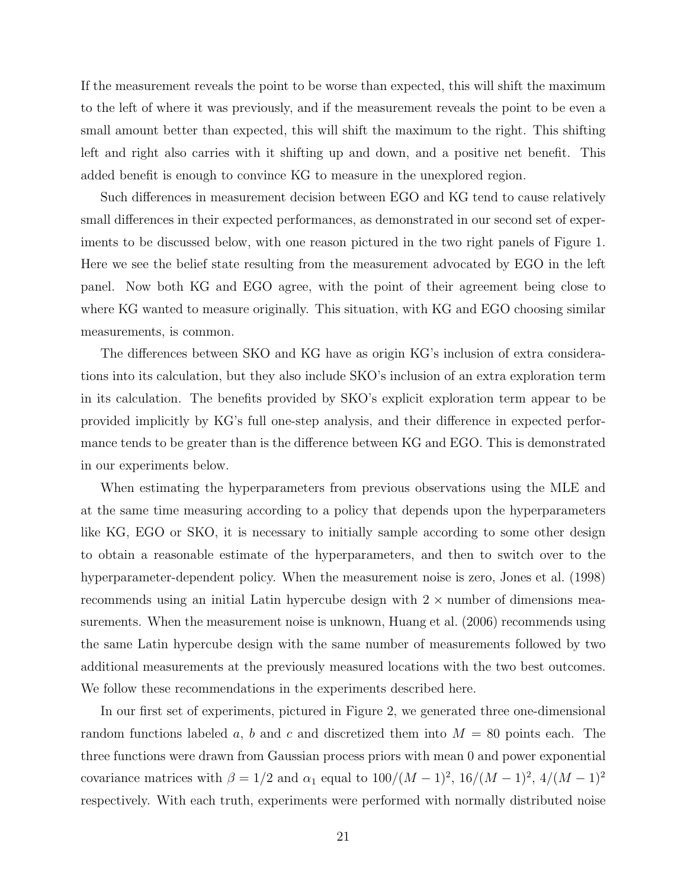If the measurement reveals the point to be worse than expected, this will shift the maximum to the left of where it was previously, and if the measurement reveals the point to be even a small amount better than expected, this will shift the maximum to the right. This shifting left and right also carries with it shifting up and down, and a positive net benefit. This added benefit is enough to convince KG to measure in the unexplored region.

Such differences in measurement decision between EGO and KG tend to cause relatively small differences in their expected performances, as demonstrated in our second set of experiments to be discussed below, with one reason pictured in the two right panels of Figure 1. Here we see the belief state resulting from the measurement advocated by EGO in the left panel. Now both KG and EGO agree, with the point of their agreement being close to where KG wanted to measure originally. This situation, with KG and EGO choosing similar measurements, is common.

The differences between SKO and KG have as origin KG's inclusion of extra considerations into its calculation, but they also include SKO's inclusion of an extra exploration term in its calculation. The benefits provided by SKO's explicit exploration term appear to be provided implicitly by KG's full one-step analysis, and their difference in expected performance tends to be greater than is the difference between KG and EGO. This is demonstrated in our experiments below.

When estimating the hyperparameters from previous observations using the MLE and at the same time measuring according to a policy that depends upon the hyperparameters like KG, EGO or SKO, it is necessary to initially sample according to some other design to obtain a reasonable estimate of the hyperparameters, and then to switch over to the hyperparameter-dependent policy. When the measurement noise is zero, Jones et al. (1998) recommends using an initial Latin hypercube design with $2 \times$ number of dimensions measurements. When the measurement noise is unknown, Huang et al. (2006) recommends using the same Latin hypercube design with the same number of measurements followed by two additional measurements at the previously measured locations with the two best outcomes. We follow these recommendations in the experiments described here.

In our first set of experiments, pictured in Figure 2, we generated three one-dimensional random functions labeled $a$, $b$ and $c$ and discretized them into $M = 80$ points each. The three functions were drawn from Gaussian process priors with mean 0 and power exponential covariance matrices with $\beta = 1/2$ and $\alpha_1$ equal to $100/(M-1)^2$, $16/(M-1)^2$, $4/(M-1)^2$ respectively. With each truth, experiments were performed with normally distributed noise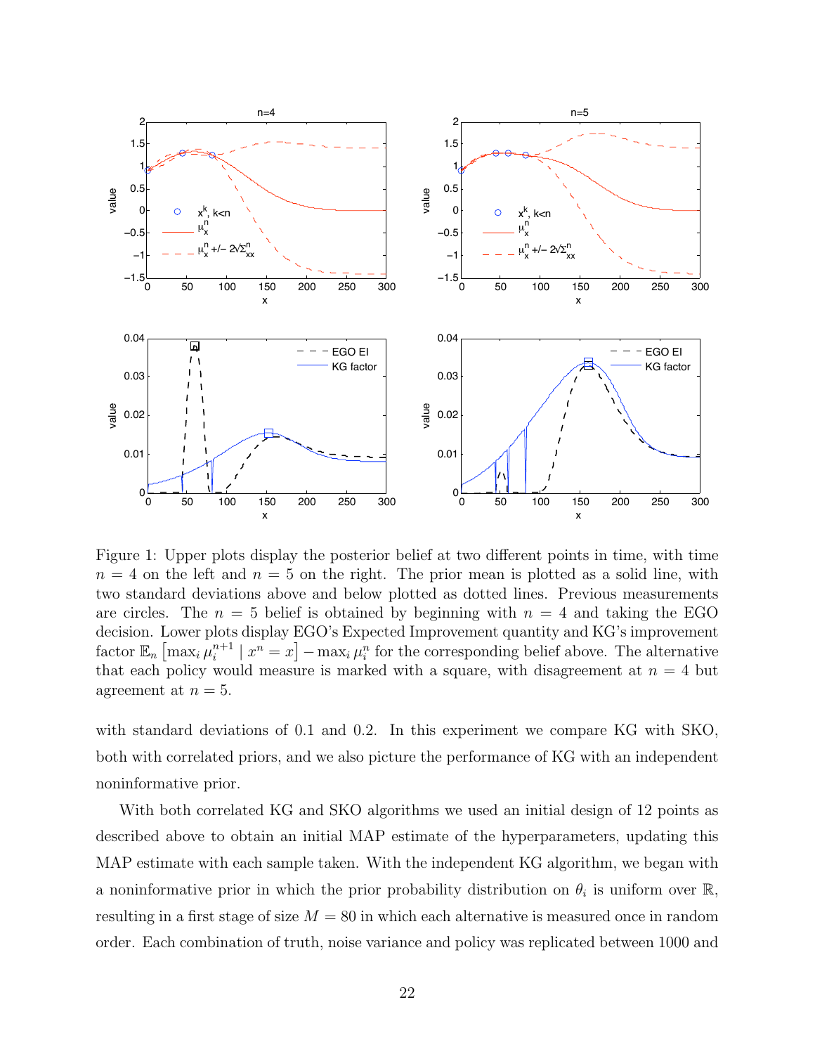Figure 1: Upper plots display the posterior belief at two different points in time, with time $n = 4$ on the left and $n = 5$ on the right. The prior mean is plotted as a solid line, with two standard deviations above and below plotted as dotted lines. Previous measurements are circles. The $n = 5$ belief is obtained by beginning with $n = 4$ and taking the EGO decision. Lower plots display EGO's Expected Improvement quantity and KG's improvement factor $\mathbb{E}_n \left[\max_i \mu_i^{n+1} \mid x^n = x\right] - \max_i \mu_i^n$ for the corresponding belief above. The alternative that each policy would measure is marked with a square, with disagreement at $n = 4$ but agreement at $n = 5$.

with standard deviations of 0.1 and 0.2. In this experiment we compare KG with SKO, both with correlated priors, and we also picture the performance of KG with an independent noninformative prior.

With both correlated KG and SKO algorithms we used an initial design of 12 points as described above to obtain an initial MAP estimate of the hyperparameters, updating this MAP estimate with each sample taken. With the independent KG algorithm, we began with a noninformative prior in which the prior probability distribution on $\theta_i$ is uniform over $\mathbb{R}$, resulting in a first stage of size $M = 80$ in which each alternative is measured once in random order. Each combination of truth, noise variance and policy was replicated between 1000 and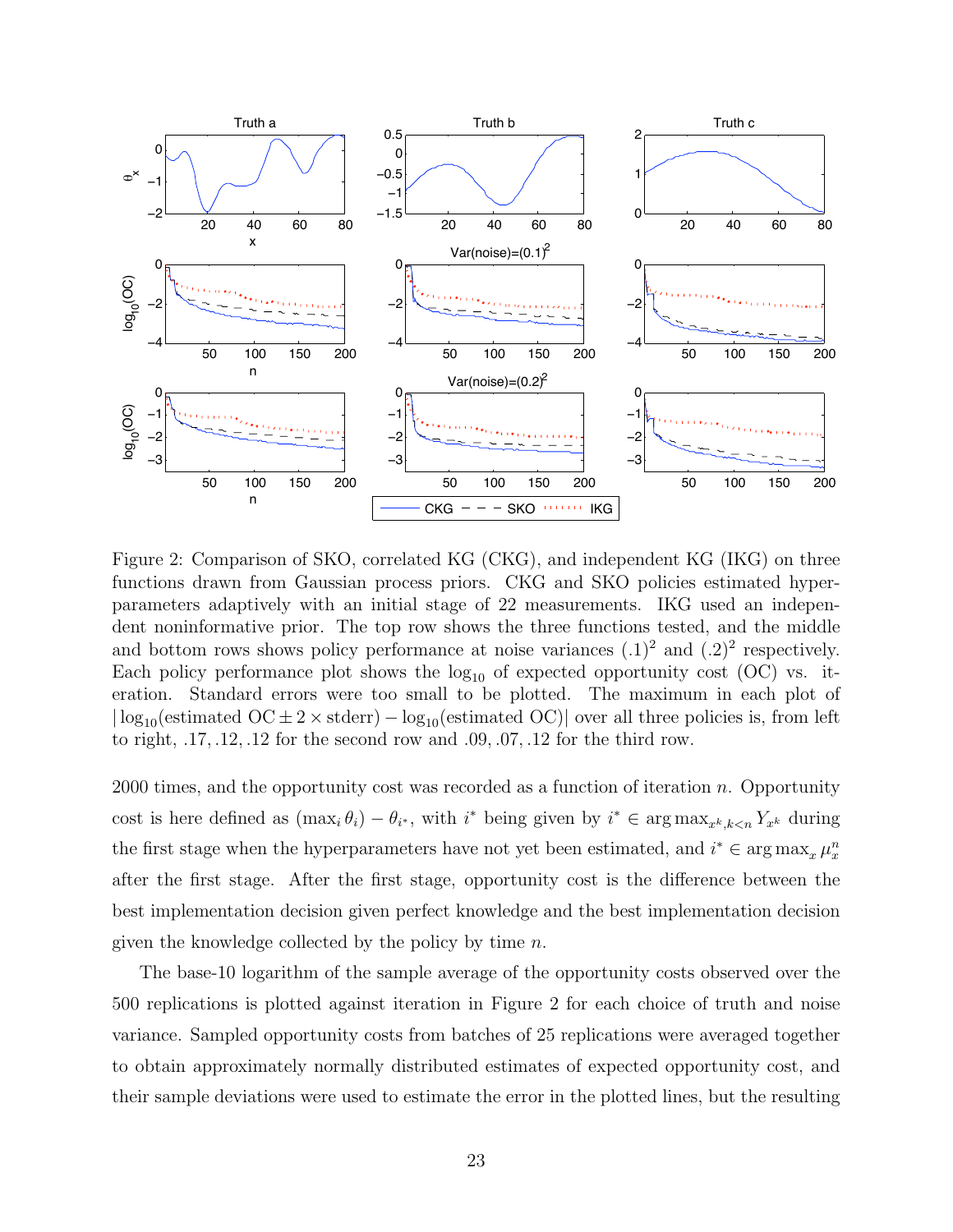Figure 2: Comparison of SKO, correlated KG (CKG), and independent KG (IKG) on three functions drawn from Gaussian process priors. CKG and SKO policies estimated hyperparameters adaptively with an initial stage of 22 measurements. IKG used an independent noninformative prior. The top row shows the three functions tested, and the middle and bottom rows shows policy performance at noise variances $(.1)^2$ and $(.2)^2$ respectively. Each policy performance plot shows the $\log_{10}$ of expected opportunity cost (OC) vs. iteration. Standard errors were too small to be plotted. The maximum in each plot of $|\log_{10}(\text{estimated OC} \pm 2 \times \text{stderr}) - \log_{10}(\text{estimated OC})|$ over all three policies is, from left to right, .17, .12, .12 for the second row and .09, .07, .12 for the third row.

2000 times, and the opportunity cost was recorded as a function of iteration $n$. Opportunity cost is here defined as $(\max_i \theta_i) - \theta_{i^*}$, with $i^*$ being given by $i^* \in \arg\max_{x^k, k<n} Y_{x^k}$ during the first stage when the hyperparameters have not yet been estimated, and $i^* \in \arg\max_x \mu_x^n$ after the first stage. After the first stage, opportunity cost is the difference between the best implementation decision given perfect knowledge and the best implementation decision given the knowledge collected by the policy by time $n$.

The base-10 logarithm of the sample average of the opportunity costs observed over the 500 replications is plotted against iteration in Figure 2 for each choice of truth and noise variance. Sampled opportunity costs from batches of 25 replications were averaged together to obtain approximately normally distributed estimates of expected opportunity cost, and their sample deviations were used to estimate the error in the plotted lines, but the resulting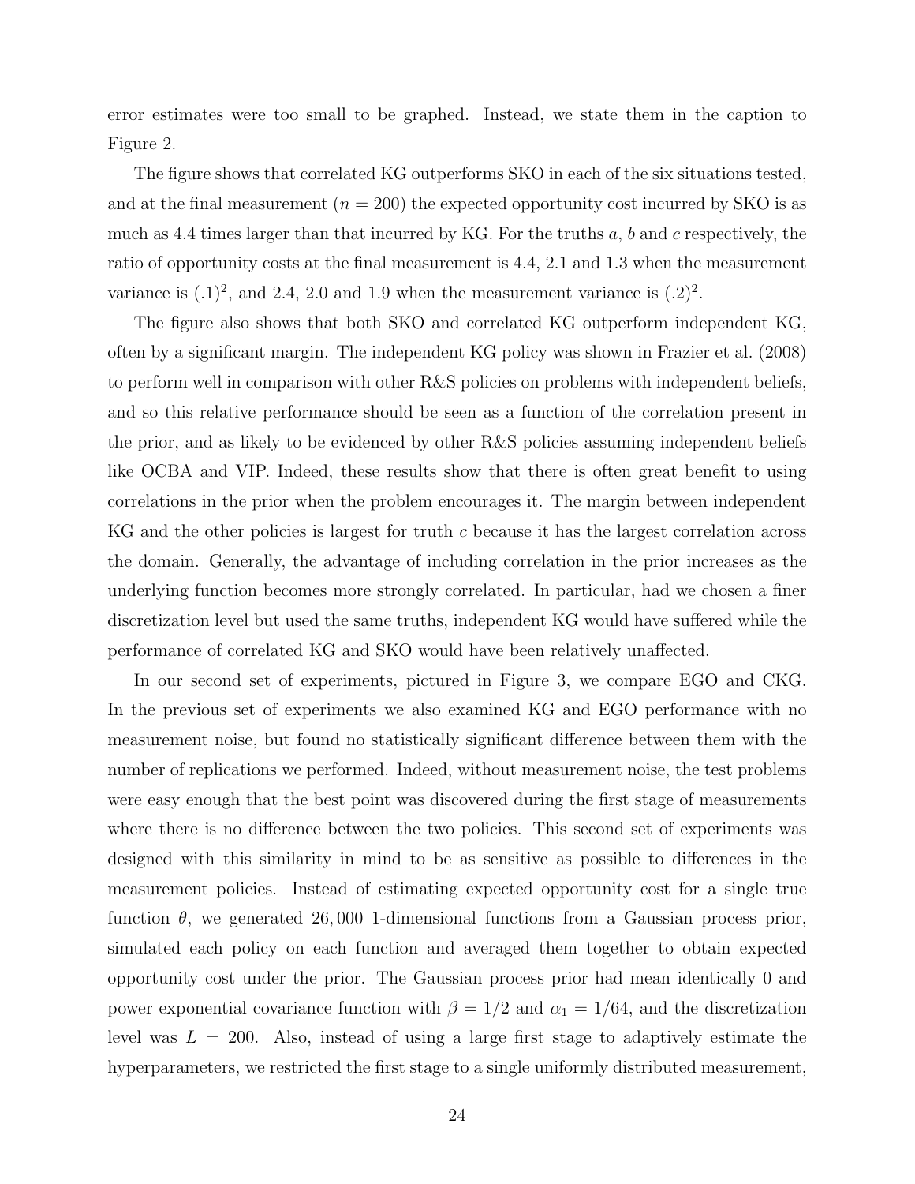error estimates were too small to be graphed. Instead, we state them in the caption to Figure 2.

The figure shows that correlated KG outperforms SKO in each of the six situations tested, and at the final measurement ($n = 200$) the expected opportunity cost incurred by SKO is as much as 4.4 times larger than that incurred by KG. For the truths $a$, $b$ and $c$ respectively, the ratio of opportunity costs at the final measurement is 4.4, 2.1 and 1.3 when the measurement variance is $(.1)^2$, and 2.4, 2.0 and 1.9 when the measurement variance is $(.2)^2$.

The figure also shows that both SKO and correlated KG outperform independent KG, often by a significant margin. The independent KG policy was shown in Frazier et al. (2008) to perform well in comparison with other R&S policies on problems with independent beliefs, and so this relative performance should be seen as a function of the correlation present in the prior, and as likely to be evidenced by other R&S policies assuming independent beliefs like OCBA and VIP. Indeed, these results show that there is often great benefit to using correlations in the prior when the problem encourages it. The margin between independent KG and the other policies is largest for truth $c$ because it has the largest correlation across the domain. Generally, the advantage of including correlation in the prior increases as the underlying function becomes more strongly correlated. In particular, had we chosen a finer discretization level but used the same truths, independent KG would have suffered while the performance of correlated KG and SKO would have been relatively unaffected.

In our second set of experiments, pictured in Figure 3, we compare EGO and CKG. In the previous set of experiments we also examined KG and EGO performance with no measurement noise, but found no statistically significant difference between them with the number of replications we performed. Indeed, without measurement noise, the test problems were easy enough that the best point was discovered during the first stage of measurements where there is no difference between the two policies. This second set of experiments was designed with this similarity in mind to be as sensitive as possible to differences in the measurement policies. Instead of estimating expected opportunity cost for a single true function $\theta$, we generated $26,000$ 1-dimensional functions from a Gaussian process prior, simulated each policy on each function and averaged them together to obtain expected opportunity cost under the prior. The Gaussian process prior had mean identically 0 and power exponential covariance function with $\beta = 1/2$ and $\alpha_1 = 1/64$, and the discretization level was $L = 200$. Also, instead of using a large first stage to adaptively estimate the hyperparameters, we restricted the first stage to a single uniformly distributed measurement,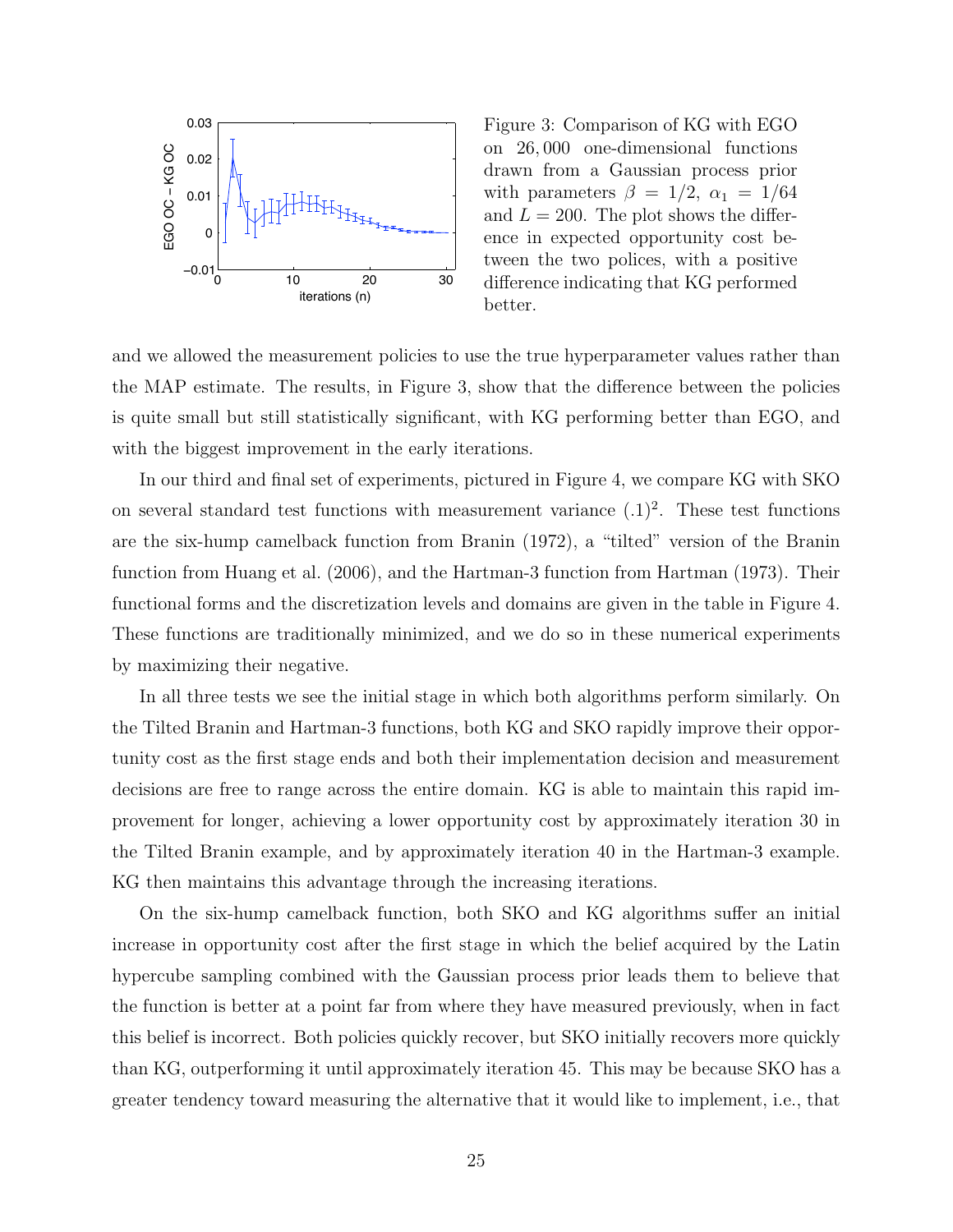Figure 3: Comparison of KG with EGO on 26,000 one-dimensional functions drawn from a Gaussian process prior with parameters $\beta = 1/2$, $\alpha_1 = 1/64$ and $L = 200$. The plot shows the difference in expected opportunity cost between the two polices, with a positive difference indicating that KG performed better.

and we allowed the measurement policies to use the true hyperparameter values rather than the MAP estimate. The results, in Figure 3, show that the difference between the policies is quite small but still statistically significant, with KG performing better than EGO, and with the biggest improvement in the early iterations.

In our third and final set of experiments, pictured in Figure 4, we compare KG with SKO on several standard test functions with measurement variance $(.1)^2$. These test functions are the six-hump camelback function from Branin (1972), a "tilted" version of the Branin function from Huang et al. (2006), and the Hartman-3 function from Hartman (1973). Their functional forms and the discretization levels and domains are given in the table in Figure 4. These functions are traditionally minimized, and we do so in these numerical experiments by maximizing their negative.

In all three tests we see the initial stage in which both algorithms perform similarly. On the Tilted Branin and Hartman-3 functions, both KG and SKO rapidly improve their opportunity cost as the first stage ends and both their implementation decision and measurement decisions are free to range across the entire domain. KG is able to maintain this rapid improvement for longer, achieving a lower opportunity cost by approximately iteration 30 in the Tilted Branin example, and by approximately iteration 40 in the Hartman-3 example. KG then maintains this advantage through the increasing iterations.

On the six-hump camelback function, both SKO and KG algorithms suffer an initial increase in opportunity cost after the first stage in which the belief acquired by the Latin hypercube sampling combined with the Gaussian process prior leads them to believe that the function is better at a point far from where they have measured previously, when in fact this belief is incorrect. Both policies quickly recover, but SKO initially recovers more quickly than KG, outperforming it until approximately iteration 45. This may be because SKO has a greater tendency toward measuring the alternative that it would like to implement, i.e., that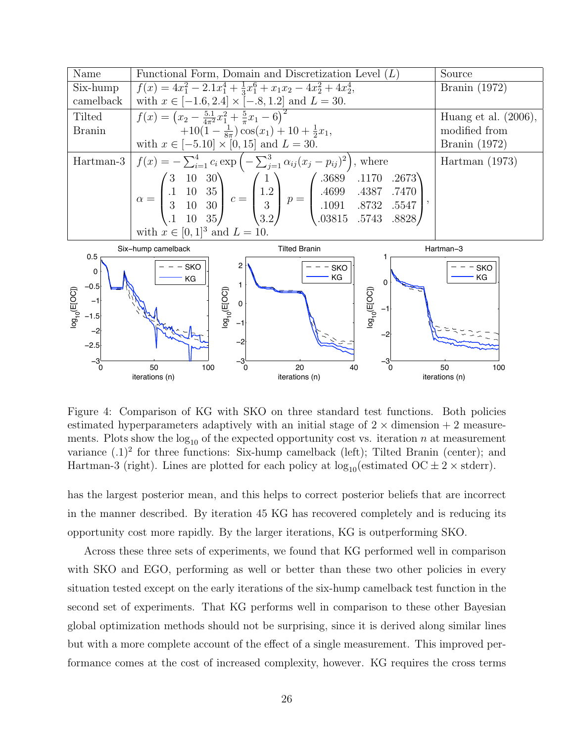| Name | Functional Form, Domain and Discretization Level ($L$) | Source |
|---|---|---|
| Six-hump camelback | $f(x) = 4x_1^2 - 2.1x_1^4 + \frac{1}{3}x_1^6 + x_1 x_2 - 4x_2^2 + 4x_2^4$, with $x \in [-1.6, 2.4] \times [-.8, 1.2]$ and $L = 30$. | Branin (1972) |
| Tilted Branin | $f(x) = \left(x_2 - \frac{5.1}{4\pi^2}x_1^2 + \frac{5}{\pi}x_1 - 6\right)^2 + 10(1 - \frac{1}{8\pi})\cos(x_1) + 10 + \frac{1}{2}x_1$, with $x \in [-5.10] \times [0, 15]$ and $L = 30$. | Huang et al. (2006), modified from Branin (1972) |
| Hartman-3 | $f(x) = -\sum_{i=1}^{4} c_i \exp\left(-\sum_{j=1}^{3} \alpha_{ij}(x_j - p_{ij})^2\right)$, where $\alpha = \begin{pmatrix} 3 & 10 & 30 \\ .1 & 10 & 35 \\ 3 & 10 & 30 \\ .1 & 10 & 35 \end{pmatrix}$ $c = \begin{pmatrix} 1 \\ 1.2 \\ 3 \\ 3.2 \end{pmatrix}$ $p = \begin{pmatrix} .3689 & .1170 & .2673 \\ .4699 & .4387 & .7470 \\ .1091 & .8732 & .5547 \\ .03815 & .5743 & .8828 \end{pmatrix}$, with $x \in [0, 1]^3$ and $L = 10$. | Hartman (1973) |

Figure 4: Comparison of KG with SKO on three standard test functions. Both policies estimated hyperparameters adaptively with an initial stage of $2 \times$ dimension + 2 measurements. Plots show the $\log_{10}$ of the expected opportunity cost vs. iteration $n$ at measurement variance $(.1)^2$ for three functions: Six-hump camelback (left); Tilted Branin (center); and Hartman-3 (right). Lines are plotted for each policy at $\log_{10}$(estimated OC $\pm$ 2 $\times$ stderr).

has the largest posterior mean, and this helps to correct posterior beliefs that are incorrect in the manner described. By iteration 45 KG has recovered completely and is reducing its opportunity cost more rapidly. By the larger iterations, KG is outperforming SKO.

Across these three sets of experiments, we found that KG performed well in comparison with SKO and EGO, performing as well or better than these two other policies in every situation tested except on the early iterations of the six-hump camelback test function in the second set of experiments. That KG performs well in comparison to these other Bayesian global optimization methods should not be surprising, since it is derived along similar lines but with a more complete account of the effect of a single measurement. This improved performance comes at the cost of increased complexity, however. KG requires the cross terms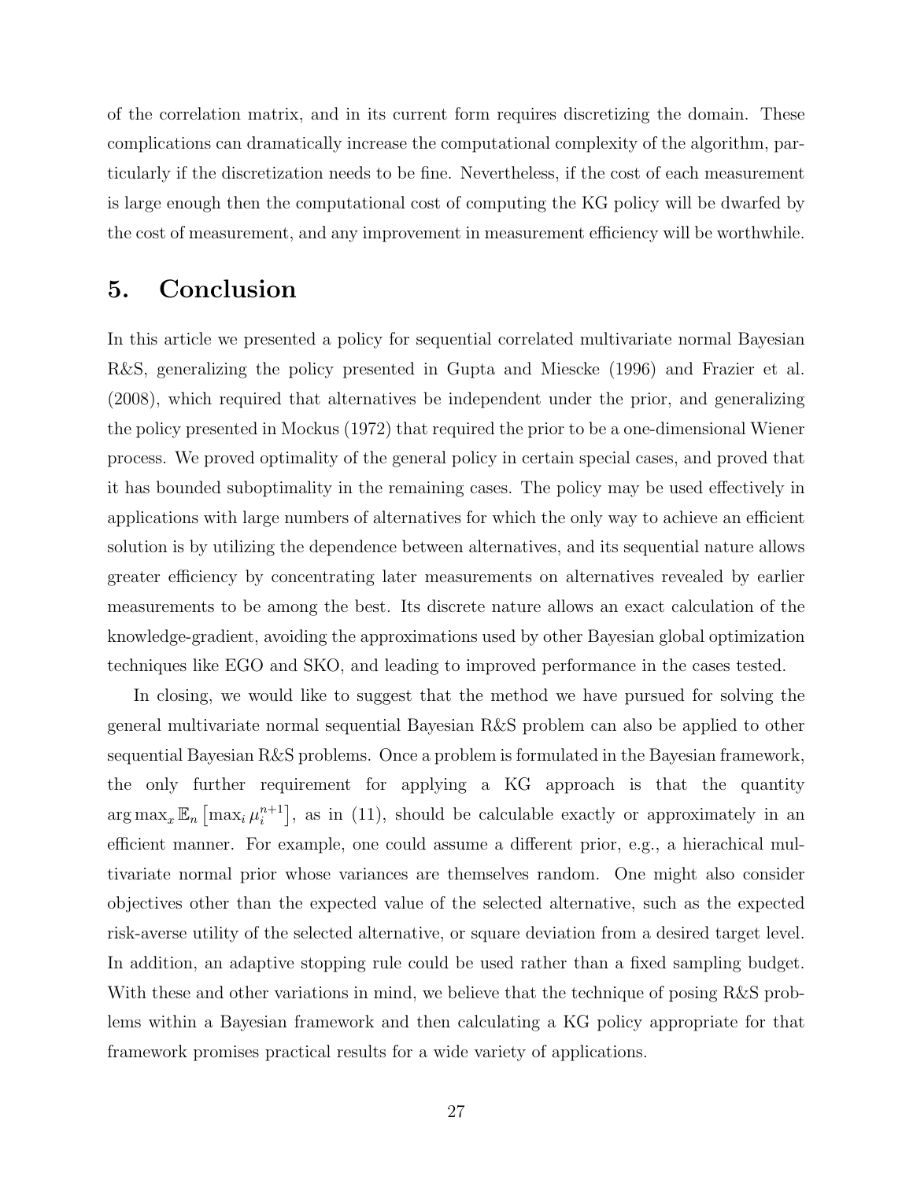of the correlation matrix, and in its current form requires discretizing the domain. These complications can dramatically increase the computational complexity of the algorithm, particularly if the discretization needs to be fine. Nevertheless, if the cost of each measurement is large enough then the computational cost of computing the KG policy will be dwarfed by the cost of measurement, and any improvement in measurement efficiency will be worthwhile.

# 5. Conclusion

In this article we presented a policy for sequential correlated multivariate normal Bayesian R&S, generalizing the policy presented in Gupta and Miescke (1996) and Frazier et al. (2008), which required that alternatives be independent under the prior, and generalizing the policy presented in Mockus (1972) that required the prior to be a one-dimensional Wiener process. We proved optimality of the general policy in certain special cases, and proved that it has bounded suboptimality in the remaining cases. The policy may be used effectively in applications with large numbers of alternatives for which the only way to achieve an efficient solution is by utilizing the dependence between alternatives, and its sequential nature allows greater efficiency by concentrating later measurements on alternatives revealed by earlier measurements to be among the best. Its discrete nature allows an exact calculation of the knowledge-gradient, avoiding the approximations used by other Bayesian global optimization techniques like EGO and SKO, and leading to improved performance in the cases tested.

In closing, we would like to suggest that the method we have pursued for solving the general multivariate normal sequential Bayesian R&S problem can also be applied to other sequential Bayesian R&S problems. Once a problem is formulated in the Bayesian framework, the only further requirement for applying a KG approach is that the quantity $\arg\max_x \mathbb{E}_n \left[\max_i \mu_i^{n+1}\right]$, as in (11), should be calculable exactly or approximately in an efficient manner. For example, one could assume a different prior, e.g., a hierachical multivariate normal prior whose variances are themselves random. One might also consider objectives other than the expected value of the selected alternative, such as the expected risk-averse utility of the selected alternative, or square deviation from a desired target level. In addition, an adaptive stopping rule could be used rather than a fixed sampling budget. With these and other variations in mind, we believe that the technique of posing R&S problems within a Bayesian framework and then calculating a KG policy appropriate for that framework promises practical results for a wide variety of applications.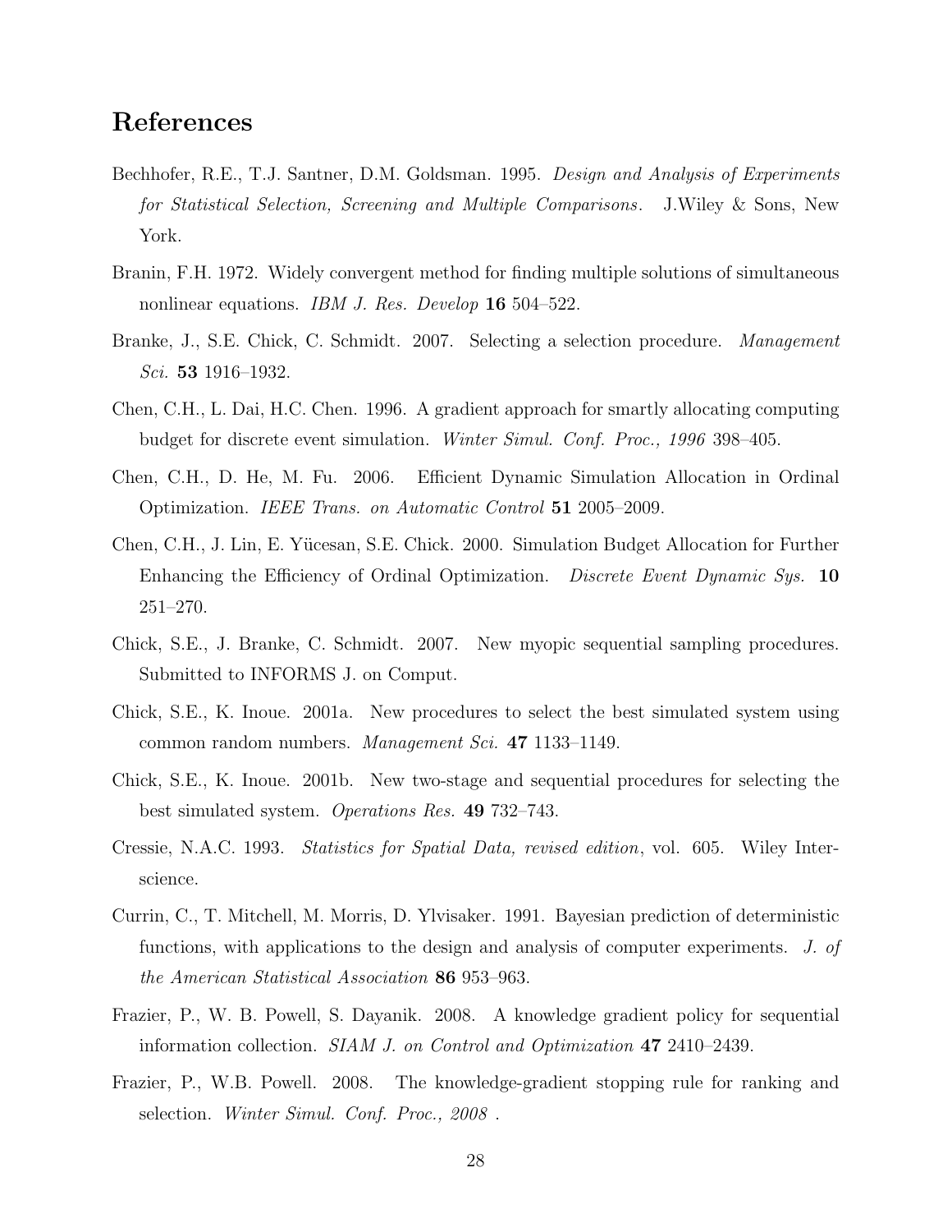# References

Bechhofer, R.E., T.J. Santner, D.M. Goldsman. 1995. *Design and Analysis of Experiments for Statistical Selection, Screening and Multiple Comparisons*. J.Wiley & Sons, New York.

Branin, F.H. 1972. Widely convergent method for finding multiple solutions of simultaneous nonlinear equations. *IBM J. Res. Develop* **16** 504–522.

Branke, J., S.E. Chick, C. Schmidt. 2007. Selecting a selection procedure. *Management Sci.* **53** 1916–1932.

Chen, C.H., L. Dai, H.C. Chen. 1996. A gradient approach for smartly allocating computing budget for discrete event simulation. *Winter Simul. Conf. Proc., 1996* 398–405.

Chen, C.H., D. He, M. Fu. 2006. Efficient Dynamic Simulation Allocation in Ordinal Optimization. *IEEE Trans. on Automatic Control* **51** 2005–2009.

Chen, C.H., J. Lin, E. Yücesan, S.E. Chick. 2000. Simulation Budget Allocation for Further Enhancing the Efficiency of Ordinal Optimization. *Discrete Event Dynamic Sys.* **10** 251–270.

Chick, S.E., J. Branke, C. Schmidt. 2007. New myopic sequential sampling procedures. Submitted to INFORMS J. on Comput.

Chick, S.E., K. Inoue. 2001a. New procedures to select the best simulated system using common random numbers. *Management Sci.* **47** 1133–1149.

Chick, S.E., K. Inoue. 2001b. New two-stage and sequential procedures for selecting the best simulated system. *Operations Res.* **49** 732–743.

Cressie, N.A.C. 1993. *Statistics for Spatial Data, revised edition*, vol. 605. Wiley Interscience.

Currin, C., T. Mitchell, M. Morris, D. Ylvisaker. 1991. Bayesian prediction of deterministic functions, with applications to the design and analysis of computer experiments. *J. of the American Statistical Association* **86** 953–963.

Frazier, P., W. B. Powell, S. Dayanik. 2008. A knowledge gradient policy for sequential information collection. *SIAM J. on Control and Optimization* **47** 2410–2439.

Frazier, P., W.B. Powell. 2008. The knowledge-gradient stopping rule for ranking and selection. *Winter Simul. Conf. Proc., 2008* .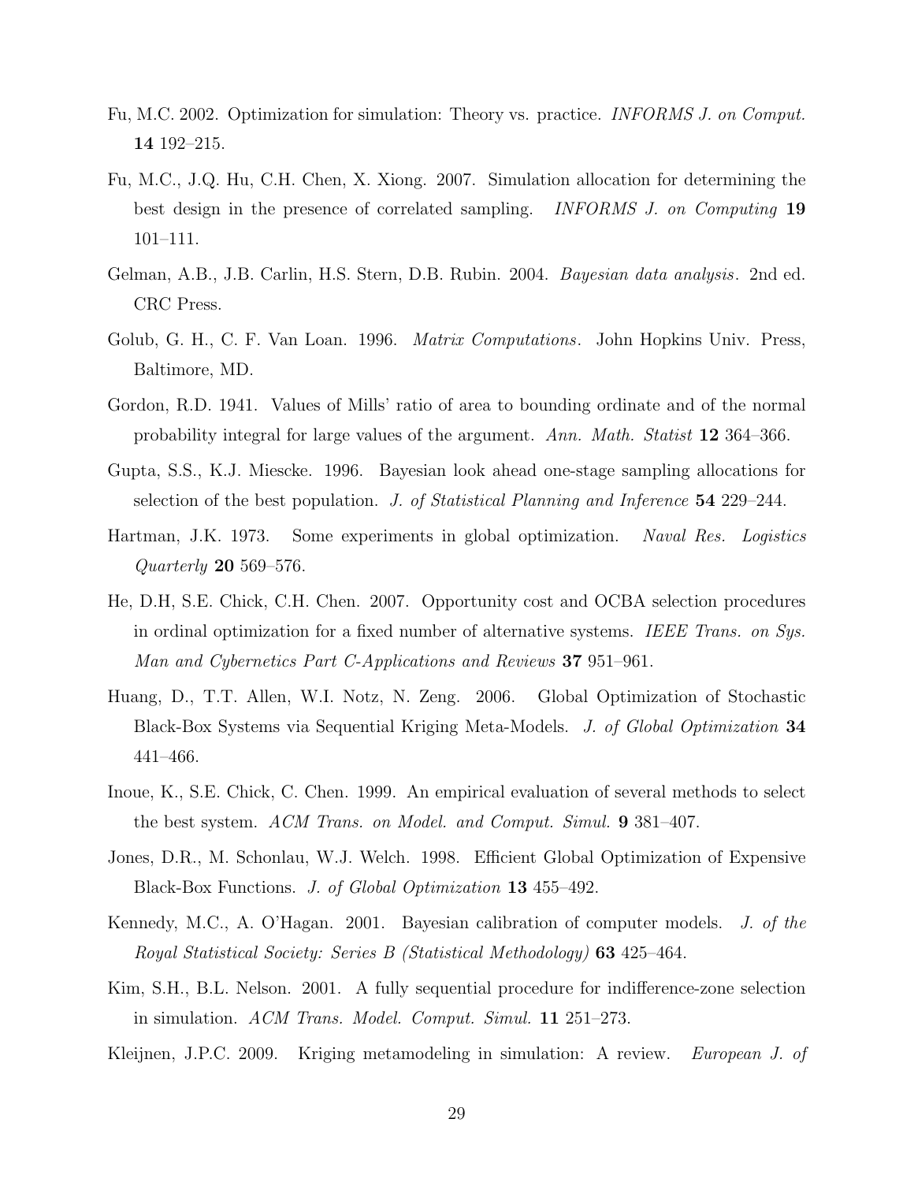Fu, M.C. 2002. Optimization for simulation: Theory vs. practice. *INFORMS J. on Comput.* **14** 192–215.

Fu, M.C., J.Q. Hu, C.H. Chen, X. Xiong. 2007. Simulation allocation for determining the best design in the presence of correlated sampling. *INFORMS J. on Computing* **19** 101–111.

Gelman, A.B., J.B. Carlin, H.S. Stern, D.B. Rubin. 2004. *Bayesian data analysis*. 2nd ed. CRC Press.

Golub, G. H., C. F. Van Loan. 1996. *Matrix Computations*. John Hopkins Univ. Press, Baltimore, MD.

Gordon, R.D. 1941. Values of Mills' ratio of area to bounding ordinate and of the normal probability integral for large values of the argument. *Ann. Math. Statist* **12** 364–366.

Gupta, S.S., K.J. Miescke. 1996. Bayesian look ahead one-stage sampling allocations for selection of the best population. *J. of Statistical Planning and Inference* **54** 229–244.

Hartman, J.K. 1973. Some experiments in global optimization. *Naval Res. Logistics Quarterly* **20** 569–576.

He, D.H, S.E. Chick, C.H. Chen. 2007. Opportunity cost and OCBA selection procedures in ordinal optimization for a fixed number of alternative systems. *IEEE Trans. on Sys. Man and Cybernetics Part C-Applications and Reviews* **37** 951–961.

Huang, D., T.T. Allen, W.I. Notz, N. Zeng. 2006. Global Optimization of Stochastic Black-Box Systems via Sequential Kriging Meta-Models. *J. of Global Optimization* **34** 441–466.

Inoue, K., S.E. Chick, C. Chen. 1999. An empirical evaluation of several methods to select the best system. *ACM Trans. on Model. and Comput. Simul.* **9** 381–407.

Jones, D.R., M. Schonlau, W.J. Welch. 1998. Efficient Global Optimization of Expensive Black-Box Functions. *J. of Global Optimization* **13** 455–492.

Kennedy, M.C., A. O'Hagan. 2001. Bayesian calibration of computer models. *J. of the Royal Statistical Society: Series B (Statistical Methodology)* **63** 425–464.

Kim, S.H., B.L. Nelson. 2001. A fully sequential procedure for indifference-zone selection in simulation. *ACM Trans. Model. Comput. Simul.* **11** 251–273.

Kleijnen, J.P.C. 2009. Kriging metamodeling in simulation: A review. *European J. of*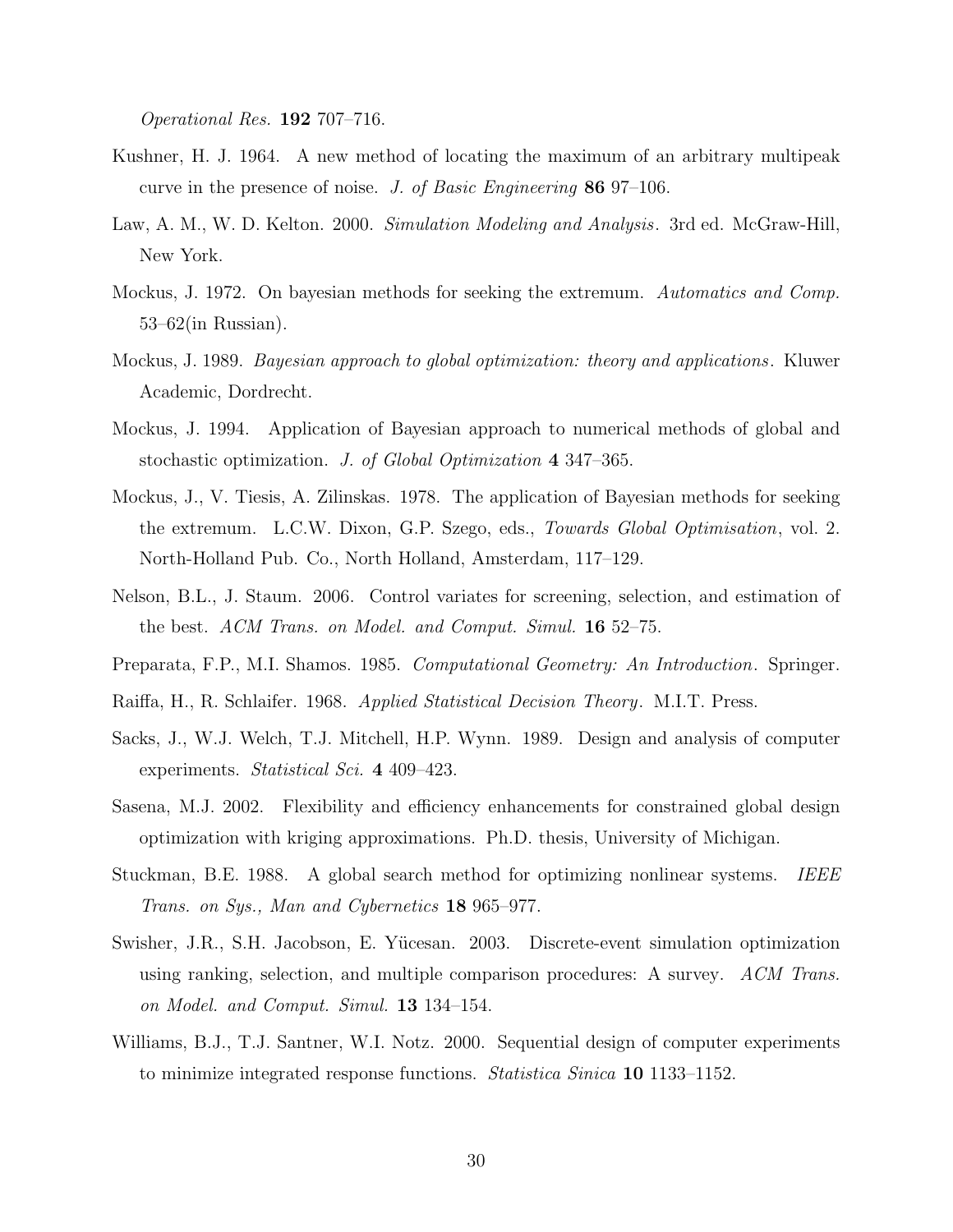*Operational Res.* **192** 707–716.

Kushner, H. J. 1964. A new method of locating the maximum of an arbitrary multipeak curve in the presence of noise. *J. of Basic Engineering* **86** 97–106.

Law, A. M., W. D. Kelton. 2000. *Simulation Modeling and Analysis*. 3rd ed. McGraw-Hill, New York.

Mockus, J. 1972. On bayesian methods for seeking the extremum. *Automatics and Comp.* 53–62(in Russian).

Mockus, J. 1989. *Bayesian approach to global optimization: theory and applications*. Kluwer Academic, Dordrecht.

Mockus, J. 1994. Application of Bayesian approach to numerical methods of global and stochastic optimization. *J. of Global Optimization* **4** 347–365.

Mockus, J., V. Tiesis, A. Zilinskas. 1978. The application of Bayesian methods for seeking the extremum. L.C.W. Dixon, G.P. Szego, eds., *Towards Global Optimisation*, vol. 2. North-Holland Pub. Co., North Holland, Amsterdam, 117–129.

Nelson, B.L., J. Staum. 2006. Control variates for screening, selection, and estimation of the best. *ACM Trans. on Model. and Comput. Simul.* **16** 52–75.

Preparata, F.P., M.I. Shamos. 1985. *Computational Geometry: An Introduction*. Springer.

Raiffa, H., R. Schlaifer. 1968. *Applied Statistical Decision Theory*. M.I.T. Press.

Sacks, J., W.J. Welch, T.J. Mitchell, H.P. Wynn. 1989. Design and analysis of computer experiments. *Statistical Sci.* **4** 409–423.

Sasena, M.J. 2002. Flexibility and efficiency enhancements for constrained global design optimization with kriging approximations. Ph.D. thesis, University of Michigan.

Stuckman, B.E. 1988. A global search method for optimizing nonlinear systems. *IEEE Trans. on Sys., Man and Cybernetics* **18** 965–977.

Swisher, J.R., S.H. Jacobson, E. Yücesan. 2003. Discrete-event simulation optimization using ranking, selection, and multiple comparison procedures: A survey. *ACM Trans. on Model. and Comput. Simul.* **13** 134–154.

Williams, B.J., T.J. Santner, W.I. Notz. 2000. Sequential design of computer experiments to minimize integrated response functions. *Statistica Sinica* **10** 1133–1152.